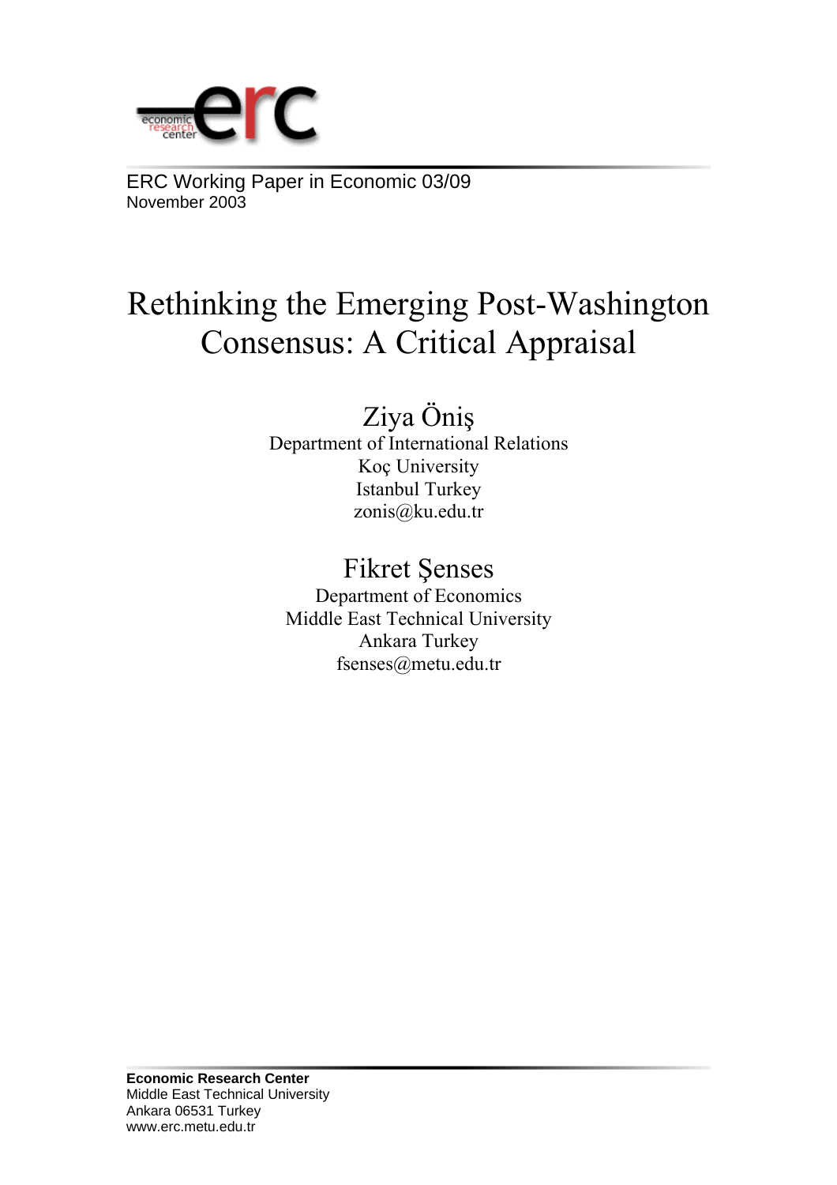economic research center erc

ERC Working Paper in Economic 03/09
November 2003

# Rethinking the Emerging Post-Washington Consensus: A Critical Appraisal

Ziya Öniş
Department of International Relations
Koç University
Istanbul Turkey
zonis@ku.edu.tr

Fikret Şenses
Department of Economics
Middle East Technical University
Ankara Turkey
fsenses@metu.edu.tr

**Economic Research Center**
Middle East Technical University
Ankara 06531 Turkey
www.erc.metu.edu.tr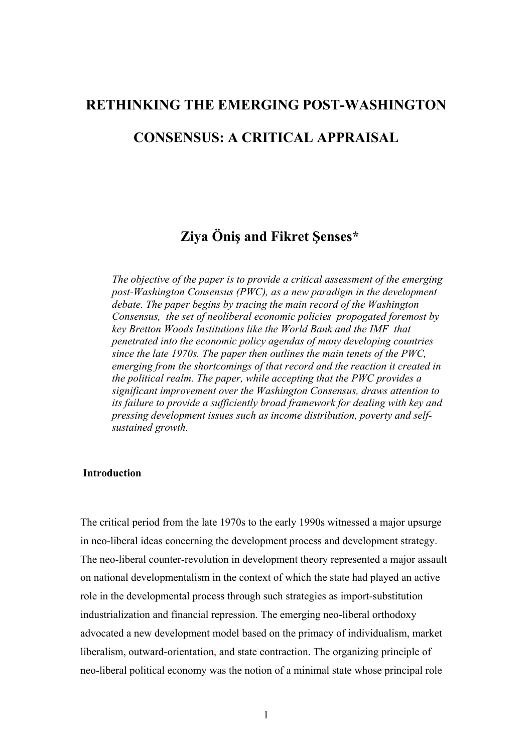# RETHINKING THE EMERGING POST-WASHINGTON CONSENSUS: A CRITICAL APPRAISAL

## Ziya Öniş and Fikret Şenses*

*The objective of the paper is to provide a critical assessment of the emerging post-Washington Consensus (PWC), as a new paradigm in the development debate. The paper begins by tracing the main record of the Washington Consensus, the set of neoliberal economic policies propogated foremost by key Bretton Woods Institutions like the World Bank and the IMF that penetrated into the economic policy agendas of many developing countries since the late 1970s. The paper then outlines the main tenets of the PWC, emerging from the shortcomings of that record and the reaction it created in the political realm. The paper, while accepting that the PWC provides a significant improvement over the Washington Consensus, draws attention to its failure to provide a sufficiently broad framework for dealing with key and pressing development issues such as income distribution, poverty and self-sustained growth.*

### Introduction

The critical period from the late 1970s to the early 1990s witnessed a major upsurge in neo-liberal ideas concerning the development process and development strategy. The neo-liberal counter-revolution in development theory represented a major assault on national developmentalism in the context of which the state had played an active role in the developmental process through such strategies as import-substitution industrialization and financial repression. The emerging neo-liberal orthodoxy advocated a new development model based on the primacy of individualism, market liberalism, outward-orientation, and state contraction. The organizing principle of neo-liberal political economy was the notion of a minimal state whose principal role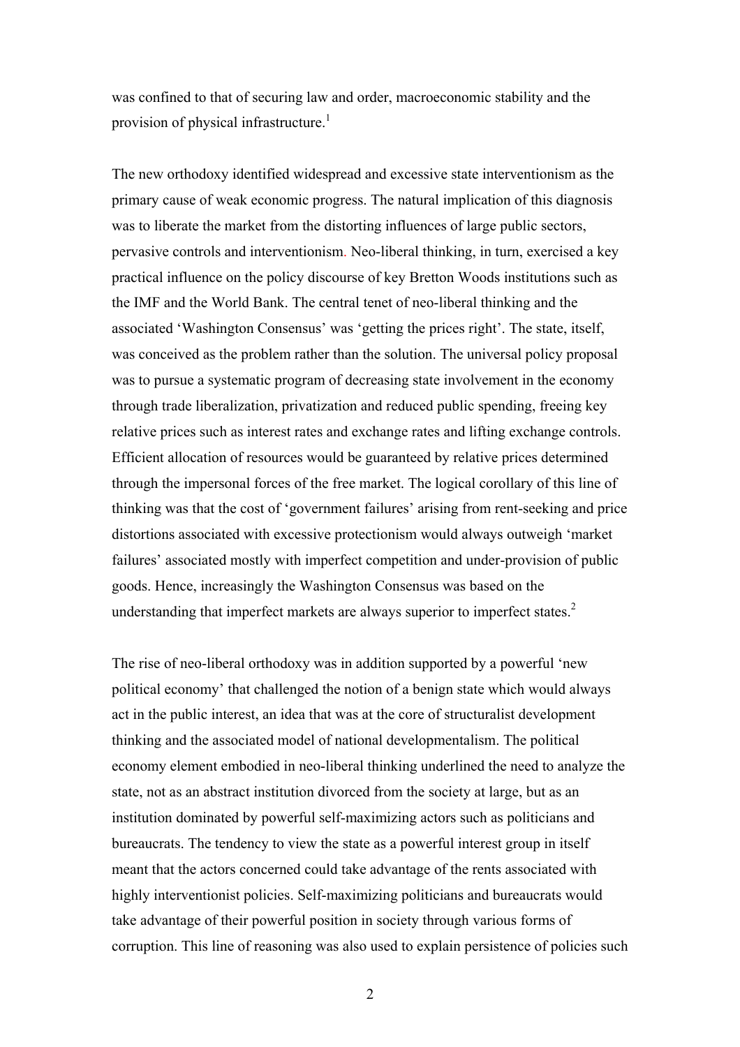was confined to that of securing law and order, macroeconomic stability and the provision of physical infrastructure.[1]

The new orthodoxy identified widespread and excessive state interventionism as the primary cause of weak economic progress. The natural implication of this diagnosis was to liberate the market from the distorting influences of large public sectors, pervasive controls and interventionism. Neo-liberal thinking, in turn, exercised a key practical influence on the policy discourse of key Bretton Woods institutions such as the IMF and the World Bank. The central tenet of neo-liberal thinking and the associated 'Washington Consensus' was 'getting the prices right'. The state, itself, was conceived as the problem rather than the solution. The universal policy proposal was to pursue a systematic program of decreasing state involvement in the economy through trade liberalization, privatization and reduced public spending, freeing key relative prices such as interest rates and exchange rates and lifting exchange controls. Efficient allocation of resources would be guaranteed by relative prices determined through the impersonal forces of the free market. The logical corollary of this line of thinking was that the cost of 'government failures' arising from rent-seeking and price distortions associated with excessive protectionism would always outweigh 'market failures' associated mostly with imperfect competition and under-provision of public goods. Hence, increasingly the Washington Consensus was based on the understanding that imperfect markets are always superior to imperfect states.[2]

The rise of neo-liberal orthodoxy was in addition supported by a powerful 'new political economy' that challenged the notion of a benign state which would always act in the public interest, an idea that was at the core of structuralist development thinking and the associated model of national developmentalism. The political economy element embodied in neo-liberal thinking underlined the need to analyze the state, not as an abstract institution divorced from the society at large, but as an institution dominated by powerful self-maximizing actors such as politicians and bureaucrats. The tendency to view the state as a powerful interest group in itself meant that the actors concerned could take advantage of the rents associated with highly interventionist policies. Self-maximizing politicians and bureaucrats would take advantage of their powerful position in society through various forms of corruption. This line of reasoning was also used to explain persistence of policies such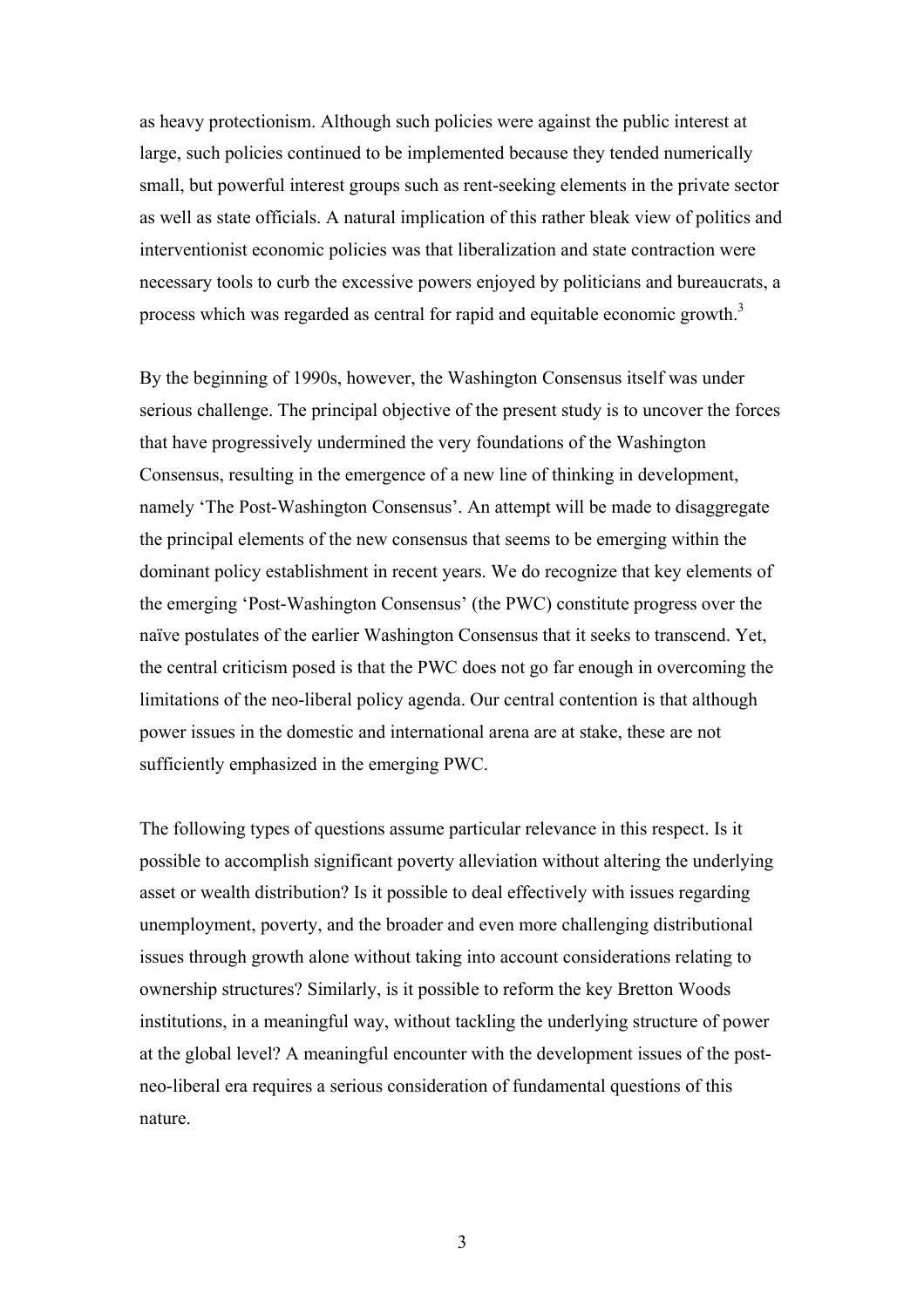as heavy protectionism. Although such policies were against the public interest at large, such policies continued to be implemented because they tended numerically small, but powerful interest groups such as rent-seeking elements in the private sector as well as state officials. A natural implication of this rather bleak view of politics and interventionist economic policies was that liberalization and state contraction were necessary tools to curb the excessive powers enjoyed by politicians and bureaucrats, a process which was regarded as central for rapid and equitable economic growth.[3]

By the beginning of 1990s, however, the Washington Consensus itself was under serious challenge. The principal objective of the present study is to uncover the forces that have progressively undermined the very foundations of the Washington Consensus, resulting in the emergence of a new line of thinking in development, namely 'The Post-Washington Consensus'. An attempt will be made to disaggregate the principal elements of the new consensus that seems to be emerging within the dominant policy establishment in recent years. We do recognize that key elements of the emerging 'Post-Washington Consensus' (the PWC) constitute progress over the naïve postulates of the earlier Washington Consensus that it seeks to transcend. Yet, the central criticism posed is that the PWC does not go far enough in overcoming the limitations of the neo-liberal policy agenda. Our central contention is that although power issues in the domestic and international arena are at stake, these are not sufficiently emphasized in the emerging PWC.

The following types of questions assume particular relevance in this respect. Is it possible to accomplish significant poverty alleviation without altering the underlying asset or wealth distribution? Is it possible to deal effectively with issues regarding unemployment, poverty, and the broader and even more challenging distributional issues through growth alone without taking into account considerations relating to ownership structures? Similarly, is it possible to reform the key Bretton Woods institutions, in a meaningful way, without tackling the underlying structure of power at the global level? A meaningful encounter with the development issues of the post-neo-liberal era requires a serious consideration of fundamental questions of this nature.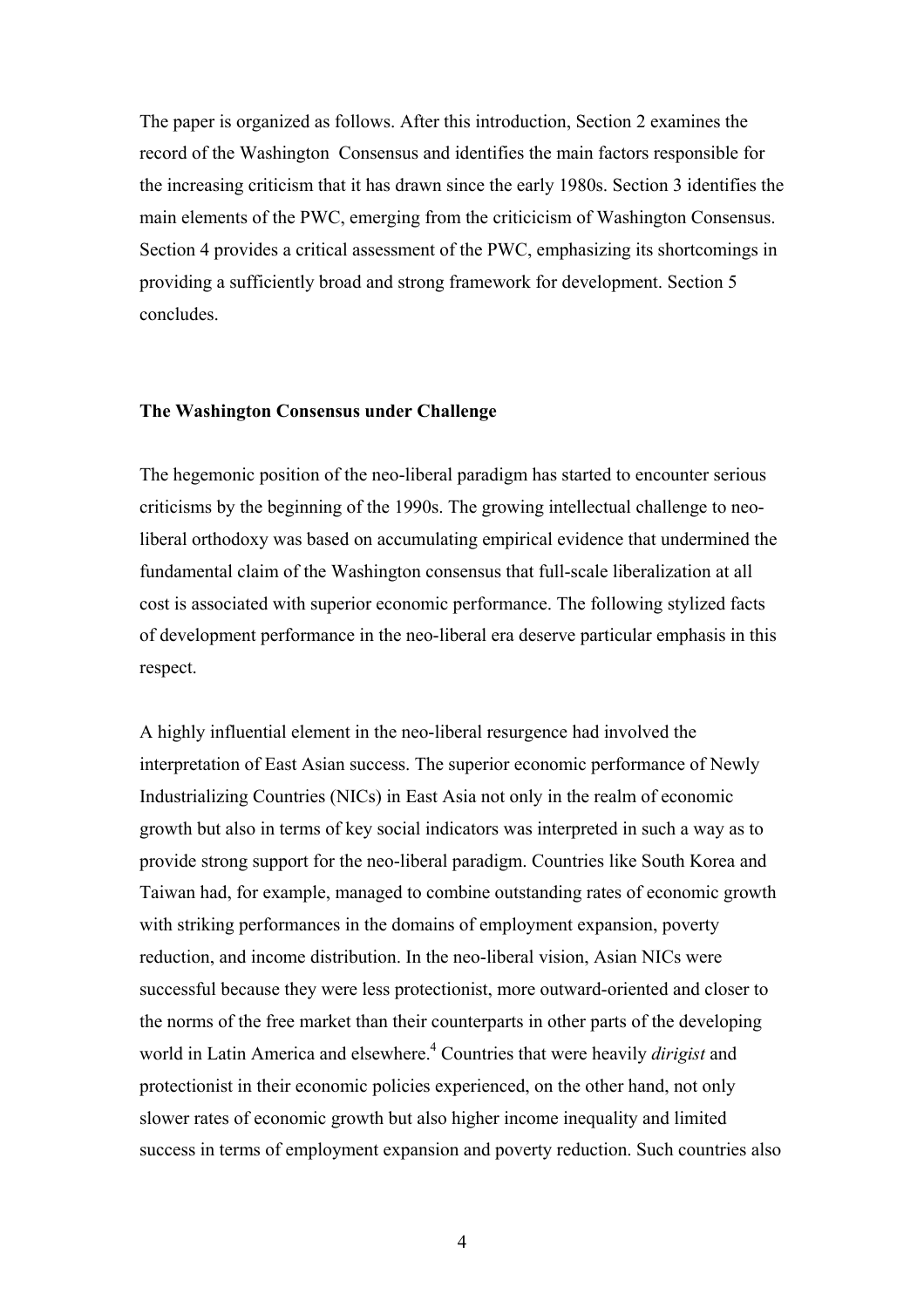The paper is organized as follows. After this introduction, Section 2 examines the record of the Washington Consensus and identifies the main factors responsible for the increasing criticism that it has drawn since the early 1980s. Section 3 identifies the main elements of the PWC, emerging from the criticicism of Washington Consensus. Section 4 provides a critical assessment of the PWC, emphasizing its shortcomings in providing a sufficiently broad and strong framework for development. Section 5 concludes.

## The Washington Consensus under Challenge

The hegemonic position of the neo-liberal paradigm has started to encounter serious criticisms by the beginning of the 1990s. The growing intellectual challenge to neo-liberal orthodoxy was based on accumulating empirical evidence that undermined the fundamental claim of the Washington consensus that full-scale liberalization at all cost is associated with superior economic performance. The following stylized facts of development performance in the neo-liberal era deserve particular emphasis in this respect.

A highly influential element in the neo-liberal resurgence had involved the interpretation of East Asian success. The superior economic performance of Newly Industrializing Countries (NICs) in East Asia not only in the realm of economic growth but also in terms of key social indicators was interpreted in such a way as to provide strong support for the neo-liberal paradigm. Countries like South Korea and Taiwan had, for example, managed to combine outstanding rates of economic growth with striking performances in the domains of employment expansion, poverty reduction, and income distribution. In the neo-liberal vision, Asian NICs were successful because they were less protectionist, more outward-oriented and closer to the norms of the free market than their counterparts in other parts of the developing world in Latin America and elsewhere.[4] Countries that were heavily *dirigist* and protectionist in their economic policies experienced, on the other hand, not only slower rates of economic growth but also higher income inequality and limited success in terms of employment expansion and poverty reduction. Such countries also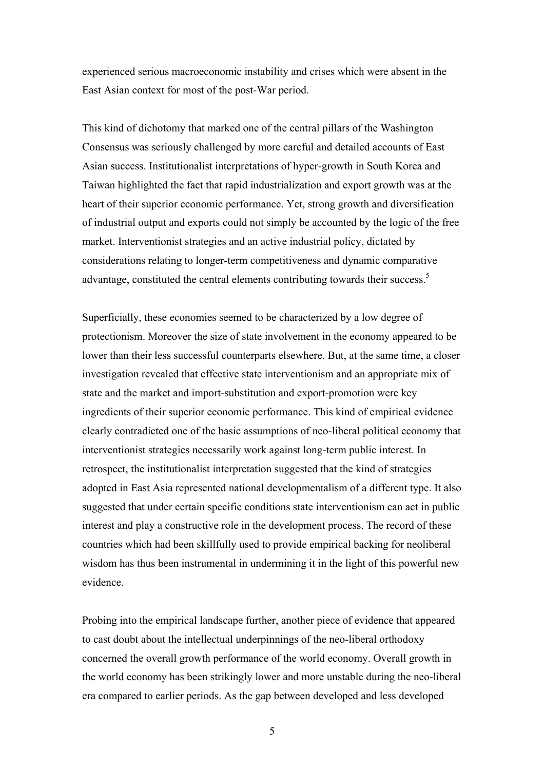experienced serious macroeconomic instability and crises which were absent in the East Asian context for most of the post-War period.

This kind of dichotomy that marked one of the central pillars of the Washington Consensus was seriously challenged by more careful and detailed accounts of East Asian success. Institutionalist interpretations of hyper-growth in South Korea and Taiwan highlighted the fact that rapid industrialization and export growth was at the heart of their superior economic performance. Yet, strong growth and diversification of industrial output and exports could not simply be accounted by the logic of the free market. Interventionist strategies and an active industrial policy, dictated by considerations relating to longer-term competitiveness and dynamic comparative advantage, constituted the central elements contributing towards their success.[5]

Superficially, these economies seemed to be characterized by a low degree of protectionism. Moreover the size of state involvement in the economy appeared to be lower than their less successful counterparts elsewhere. But, at the same time, a closer investigation revealed that effective state interventionism and an appropriate mix of state and the market and import-substitution and export-promotion were key ingredients of their superior economic performance. This kind of empirical evidence clearly contradicted one of the basic assumptions of neo-liberal political economy that interventionist strategies necessarily work against long-term public interest. In retrospect, the institutionalist interpretation suggested that the kind of strategies adopted in East Asia represented national developmentalism of a different type. It also suggested that under certain specific conditions state interventionism can act in public interest and play a constructive role in the development process. The record of these countries which had been skillfully used to provide empirical backing for neoliberal wisdom has thus been instrumental in undermining it in the light of this powerful new evidence.

Probing into the empirical landscape further, another piece of evidence that appeared to cast doubt about the intellectual underpinnings of the neo-liberal orthodoxy concerned the overall growth performance of the world economy. Overall growth in the world economy has been strikingly lower and more unstable during the neo-liberal era compared to earlier periods. As the gap between developed and less developed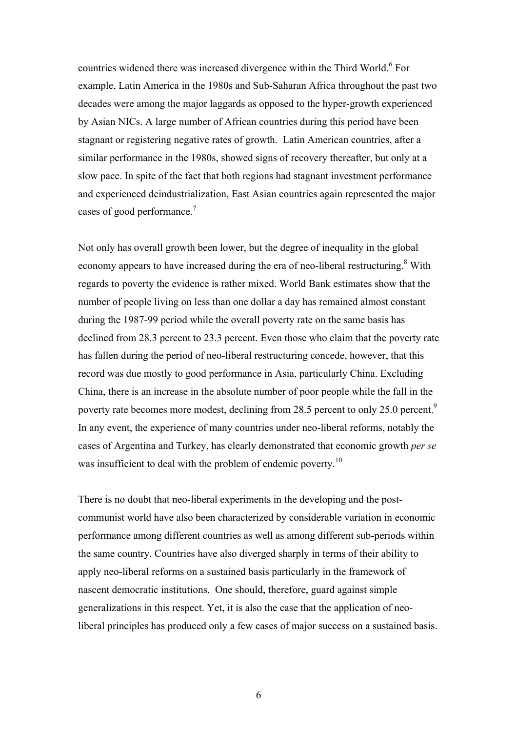countries widened there was increased divergence within the Third World.[6] For example, Latin America in the 1980s and Sub-Saharan Africa throughout the past two decades were among the major laggards as opposed to the hyper-growth experienced by Asian NICs. A large number of African countries during this period have been stagnant or registering negative rates of growth. Latin American countries, after a similar performance in the 1980s, showed signs of recovery thereafter, but only at a slow pace. In spite of the fact that both regions had stagnant investment performance and experienced deindustrialization, East Asian countries again represented the major cases of good performance.[7]

Not only has overall growth been lower, but the degree of inequality in the global economy appears to have increased during the era of neo-liberal restructuring.[8] With regards to poverty the evidence is rather mixed. World Bank estimates show that the number of people living on less than one dollar a day has remained almost constant during the 1987-99 period while the overall poverty rate on the same basis has declined from 28.3 percent to 23.3 percent. Even those who claim that the poverty rate has fallen during the period of neo-liberal restructuring concede, however, that this record was due mostly to good performance in Asia, particularly China. Excluding China, there is an increase in the absolute number of poor people while the fall in the poverty rate becomes more modest, declining from 28.5 percent to only 25.0 percent.[9] In any event, the experience of many countries under neo-liberal reforms, notably the cases of Argentina and Turkey, has clearly demonstrated that economic growth *per se* was insufficient to deal with the problem of endemic poverty.[10]

There is no doubt that neo-liberal experiments in the developing and the post-communist world have also been characterized by considerable variation in economic performance among different countries as well as among different sub-periods within the same country. Countries have also diverged sharply in terms of their ability to apply neo-liberal reforms on a sustained basis particularly in the framework of nascent democratic institutions. One should, therefore, guard against simple generalizations in this respect. Yet, it is also the case that the application of neo-liberal principles has produced only a few cases of major success on a sustained basis.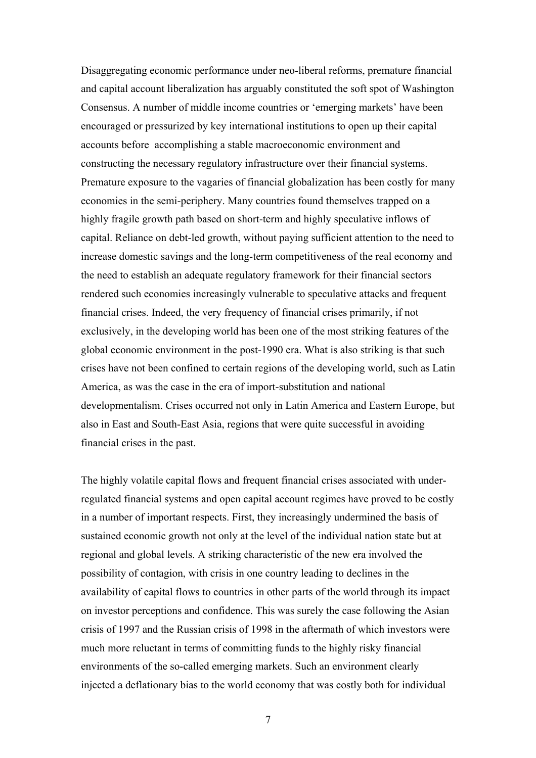Disaggregating economic performance under neo-liberal reforms, premature financial and capital account liberalization has arguably constituted the soft spot of Washington Consensus. A number of middle income countries or 'emerging markets' have been encouraged or pressurized by key international institutions to open up their capital accounts before accomplishing a stable macroeconomic environment and constructing the necessary regulatory infrastructure over their financial systems. Premature exposure to the vagaries of financial globalization has been costly for many economies in the semi-periphery. Many countries found themselves trapped on a highly fragile growth path based on short-term and highly speculative inflows of capital. Reliance on debt-led growth, without paying sufficient attention to the need to increase domestic savings and the long-term competitiveness of the real economy and the need to establish an adequate regulatory framework for their financial sectors rendered such economies increasingly vulnerable to speculative attacks and frequent financial crises. Indeed, the very frequency of financial crises primarily, if not exclusively, in the developing world has been one of the most striking features of the global economic environment in the post-1990 era. What is also striking is that such crises have not been confined to certain regions of the developing world, such as Latin America, as was the case in the era of import-substitution and national developmentalism. Crises occurred not only in Latin America and Eastern Europe, but also in East and South-East Asia, regions that were quite successful in avoiding financial crises in the past.

The highly volatile capital flows and frequent financial crises associated with under-regulated financial systems and open capital account regimes have proved to be costly in a number of important respects. First, they increasingly undermined the basis of sustained economic growth not only at the level of the individual nation state but at regional and global levels. A striking characteristic of the new era involved the possibility of contagion, with crisis in one country leading to declines in the availability of capital flows to countries in other parts of the world through its impact on investor perceptions and confidence. This was surely the case following the Asian crisis of 1997 and the Russian crisis of 1998 in the aftermath of which investors were much more reluctant in terms of committing funds to the highly risky financial environments of the so-called emerging markets. Such an environment clearly injected a deflationary bias to the world economy that was costly both for individual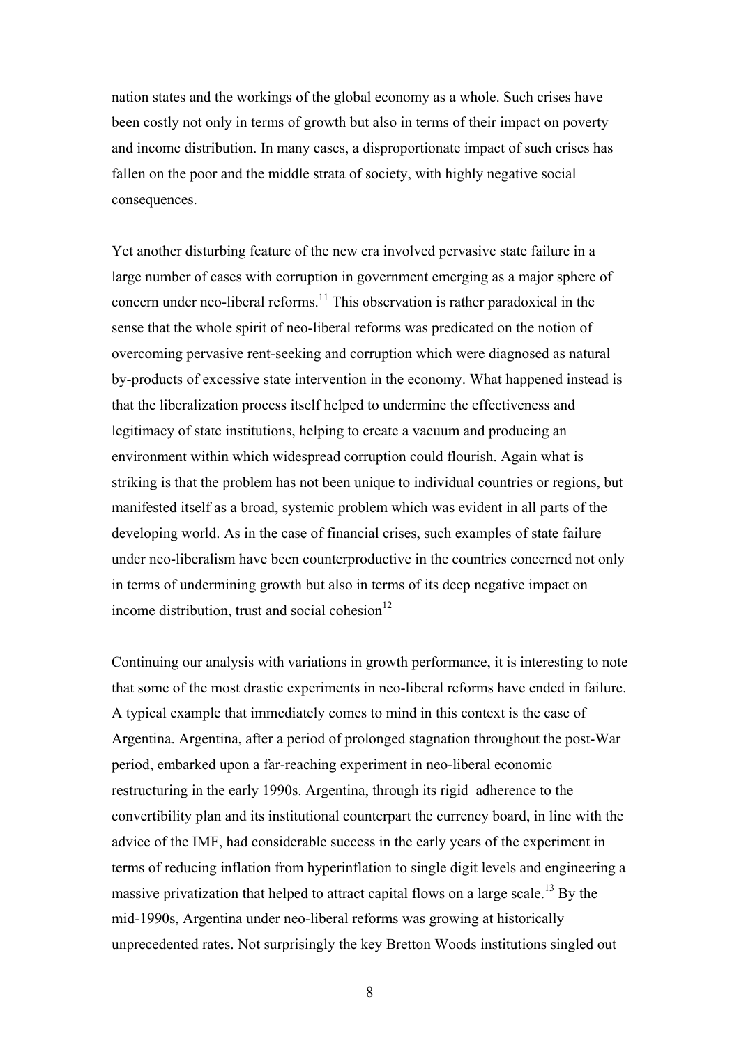nation states and the workings of the global economy as a whole. Such crises have been costly not only in terms of growth but also in terms of their impact on poverty and income distribution. In many cases, a disproportionate impact of such crises has fallen on the poor and the middle strata of society, with highly negative social consequences.

Yet another disturbing feature of the new era involved pervasive state failure in a large number of cases with corruption in government emerging as a major sphere of concern under neo-liberal reforms.[11] This observation is rather paradoxical in the sense that the whole spirit of neo-liberal reforms was predicated on the notion of overcoming pervasive rent-seeking and corruption which were diagnosed as natural by-products of excessive state intervention in the economy. What happened instead is that the liberalization process itself helped to undermine the effectiveness and legitimacy of state institutions, helping to create a vacuum and producing an environment within which widespread corruption could flourish. Again what is striking is that the problem has not been unique to individual countries or regions, but manifested itself as a broad, systemic problem which was evident in all parts of the developing world. As in the case of financial crises, such examples of state failure under neo-liberalism have been counterproductive in the countries concerned not only in terms of undermining growth but also in terms of its deep negative impact on income distribution, trust and social cohesion[12]

Continuing our analysis with variations in growth performance, it is interesting to note that some of the most drastic experiments in neo-liberal reforms have ended in failure. A typical example that immediately comes to mind in this context is the case of Argentina. Argentina, after a period of prolonged stagnation throughout the post-War period, embarked upon a far-reaching experiment in neo-liberal economic restructuring in the early 1990s. Argentina, through its rigid adherence to the convertibility plan and its institutional counterpart the currency board, in line with the advice of the IMF, had considerable success in the early years of the experiment in terms of reducing inflation from hyperinflation to single digit levels and engineering a massive privatization that helped to attract capital flows on a large scale.[13] By the mid-1990s, Argentina under neo-liberal reforms was growing at historically unprecedented rates. Not surprisingly the key Bretton Woods institutions singled out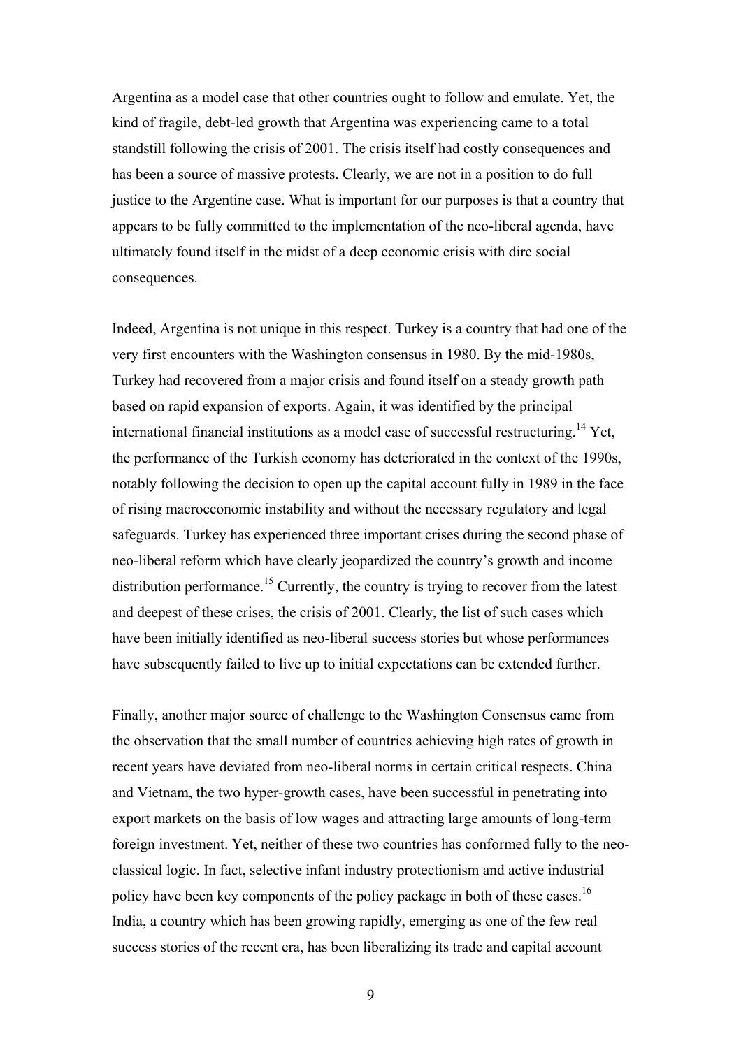Argentina as a model case that other countries ought to follow and emulate. Yet, the kind of fragile, debt-led growth that Argentina was experiencing came to a total standstill following the crisis of 2001. The crisis itself had costly consequences and has been a source of massive protests. Clearly, we are not in a position to do full justice to the Argentine case. What is important for our purposes is that a country that appears to be fully committed to the implementation of the neo-liberal agenda, have ultimately found itself in the midst of a deep economic crisis with dire social consequences.

Indeed, Argentina is not unique in this respect. Turkey is a country that had one of the very first encounters with the Washington consensus in 1980. By the mid-1980s, Turkey had recovered from a major crisis and found itself on a steady growth path based on rapid expansion of exports. Again, it was identified by the principal international financial institutions as a model case of successful restructuring.[14] Yet, the performance of the Turkish economy has deteriorated in the context of the 1990s, notably following the decision to open up the capital account fully in 1989 in the face of rising macroeconomic instability and without the necessary regulatory and legal safeguards. Turkey has experienced three important crises during the second phase of neo-liberal reform which have clearly jeopardized the country's growth and income distribution performance.[15] Currently, the country is trying to recover from the latest and deepest of these crises, the crisis of 2001. Clearly, the list of such cases which have been initially identified as neo-liberal success stories but whose performances have subsequently failed to live up to initial expectations can be extended further.

Finally, another major source of challenge to the Washington Consensus came from the observation that the small number of countries achieving high rates of growth in recent years have deviated from neo-liberal norms in certain critical respects. China and Vietnam, the two hyper-growth cases, have been successful in penetrating into export markets on the basis of low wages and attracting large amounts of long-term foreign investment. Yet, neither of these two countries has conformed fully to the neo-classical logic. In fact, selective infant industry protectionism and active industrial policy have been key components of the policy package in both of these cases.[16] India, a country which has been growing rapidly, emerging as one of the few real success stories of the recent era, has been liberalizing its trade and capital account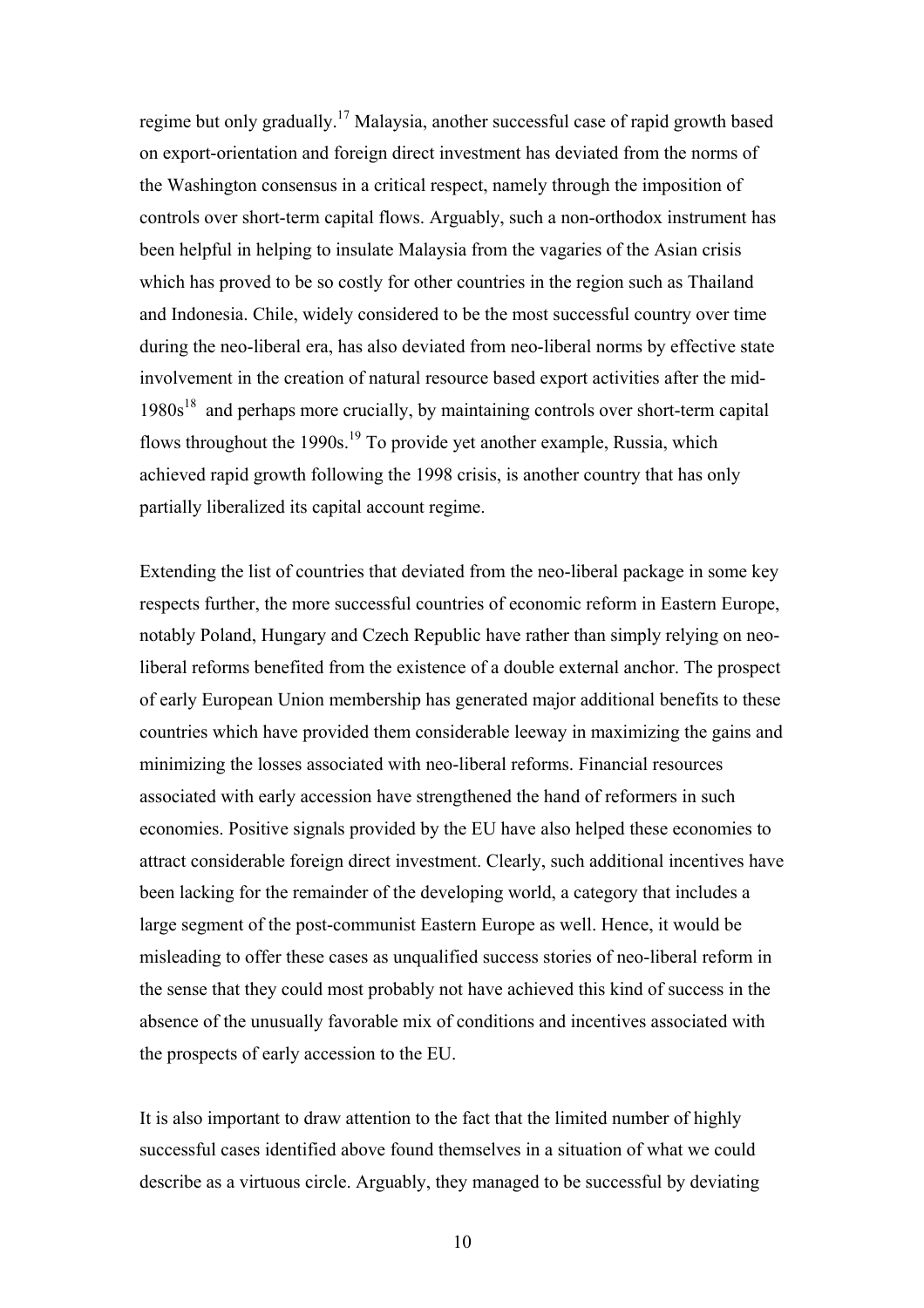regime but only gradually.[17] Malaysia, another successful case of rapid growth based on export-orientation and foreign direct investment has deviated from the norms of the Washington consensus in a critical respect, namely through the imposition of controls over short-term capital flows. Arguably, such a non-orthodox instrument has been helpful in helping to insulate Malaysia from the vagaries of the Asian crisis which has proved to be so costly for other countries in the region such as Thailand and Indonesia. Chile, widely considered to be the most successful country over time during the neo-liberal era, has also deviated from neo-liberal norms by effective state involvement in the creation of natural resource based export activities after the mid-1980s[18] and perhaps more crucially, by maintaining controls over short-term capital flows throughout the 1990s.[19] To provide yet another example, Russia, which achieved rapid growth following the 1998 crisis, is another country that has only partially liberalized its capital account regime.

Extending the list of countries that deviated from the neo-liberal package in some key respects further, the more successful countries of economic reform in Eastern Europe, notably Poland, Hungary and Czech Republic have rather than simply relying on neo-liberal reforms benefited from the existence of a double external anchor. The prospect of early European Union membership has generated major additional benefits to these countries which have provided them considerable leeway in maximizing the gains and minimizing the losses associated with neo-liberal reforms. Financial resources associated with early accession have strengthened the hand of reformers in such economies. Positive signals provided by the EU have also helped these economies to attract considerable foreign direct investment. Clearly, such additional incentives have been lacking for the remainder of the developing world, a category that includes a large segment of the post-communist Eastern Europe as well. Hence, it would be misleading to offer these cases as unqualified success stories of neo-liberal reform in the sense that they could most probably not have achieved this kind of success in the absence of the unusually favorable mix of conditions and incentives associated with the prospects of early accession to the EU.

It is also important to draw attention to the fact that the limited number of highly successful cases identified above found themselves in a situation of what we could describe as a virtuous circle. Arguably, they managed to be successful by deviating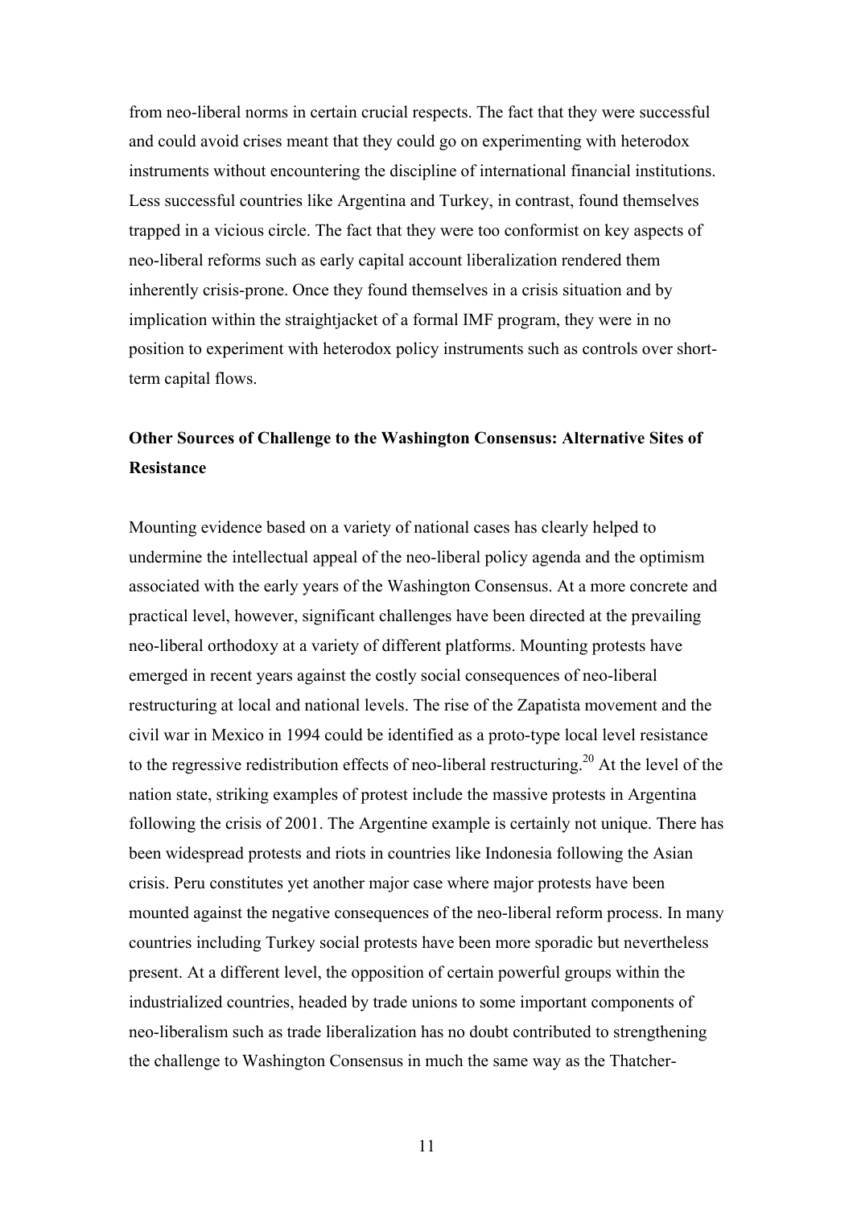from neo-liberal norms in certain crucial respects. The fact that they were successful and could avoid crises meant that they could go on experimenting with heterodox instruments without encountering the discipline of international financial institutions. Less successful countries like Argentina and Turkey, in contrast, found themselves trapped in a vicious circle. The fact that they were too conformist on key aspects of neo-liberal reforms such as early capital account liberalization rendered them inherently crisis-prone. Once they found themselves in a crisis situation and by implication within the straightjacket of a formal IMF program, they were in no position to experiment with heterodox policy instruments such as controls over short-term capital flows.

## Other Sources of Challenge to the Washington Consensus: Alternative Sites of Resistance

Mounting evidence based on a variety of national cases has clearly helped to undermine the intellectual appeal of the neo-liberal policy agenda and the optimism associated with the early years of the Washington Consensus. At a more concrete and practical level, however, significant challenges have been directed at the prevailing neo-liberal orthodoxy at a variety of different platforms. Mounting protests have emerged in recent years against the costly social consequences of neo-liberal restructuring at local and national levels. The rise of the Zapatista movement and the civil war in Mexico in 1994 could be identified as a proto-type local level resistance to the regressive redistribution effects of neo-liberal restructuring.[20] At the level of the nation state, striking examples of protest include the massive protests in Argentina following the crisis of 2001. The Argentine example is certainly not unique. There has been widespread protests and riots in countries like Indonesia following the Asian crisis. Peru constitutes yet another major case where major protests have been mounted against the negative consequences of the neo-liberal reform process. In many countries including Turkey social protests have been more sporadic but nevertheless present. At a different level, the opposition of certain powerful groups within the industrialized countries, headed by trade unions to some important components of neo-liberalism such as trade liberalization has no doubt contributed to strengthening the challenge to Washington Consensus in much the same way as the Thatcher-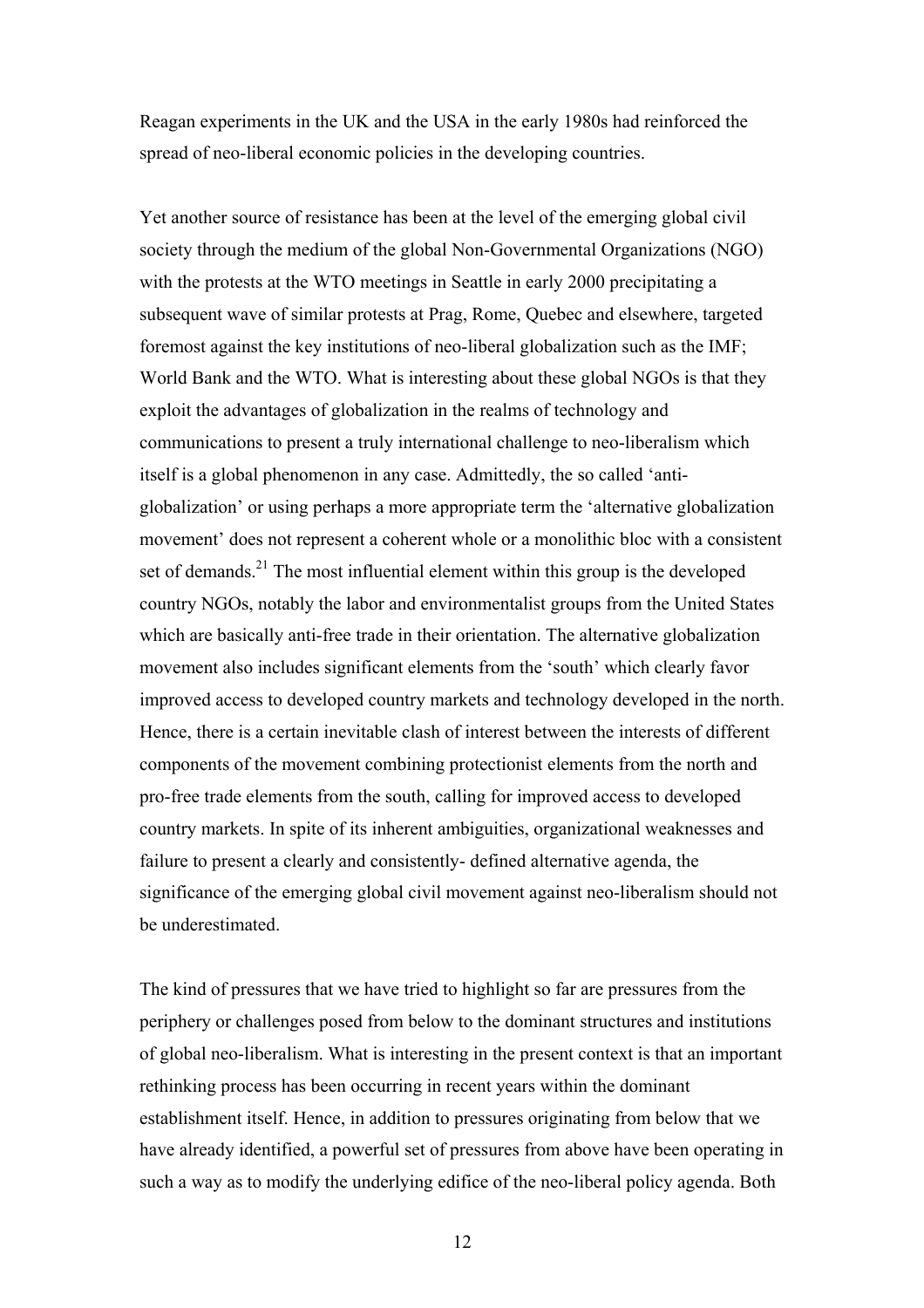Reagan experiments in the UK and the USA in the early 1980s had reinforced the spread of neo-liberal economic policies in the developing countries.

Yet another source of resistance has been at the level of the emerging global civil society through the medium of the global Non-Governmental Organizations (NGO) with the protests at the WTO meetings in Seattle in early 2000 precipitating a subsequent wave of similar protests at Prag, Rome, Quebec and elsewhere, targeted foremost against the key institutions of neo-liberal globalization such as the IMF; World Bank and the WTO. What is interesting about these global NGOs is that they exploit the advantages of globalization in the realms of technology and communications to present a truly international challenge to neo-liberalism which itself is a global phenomenon in any case. Admittedly, the so called 'anti-globalization' or using perhaps a more appropriate term the 'alternative globalization movement' does not represent a coherent whole or a monolithic bloc with a consistent set of demands.[21] The most influential element within this group is the developed country NGOs, notably the labor and environmentalist groups from the United States which are basically anti-free trade in their orientation. The alternative globalization movement also includes significant elements from the 'south' which clearly favor improved access to developed country markets and technology developed in the north. Hence, there is a certain inevitable clash of interest between the interests of different components of the movement combining protectionist elements from the north and pro-free trade elements from the south, calling for improved access to developed country markets. In spite of its inherent ambiguities, organizational weaknesses and failure to present a clearly and consistently- defined alternative agenda, the significance of the emerging global civil movement against neo-liberalism should not be underestimated.

The kind of pressures that we have tried to highlight so far are pressures from the periphery or challenges posed from below to the dominant structures and institutions of global neo-liberalism. What is interesting in the present context is that an important rethinking process has been occurring in recent years within the dominant establishment itself. Hence, in addition to pressures originating from below that we have already identified, a powerful set of pressures from above have been operating in such a way as to modify the underlying edifice of the neo-liberal policy agenda. Both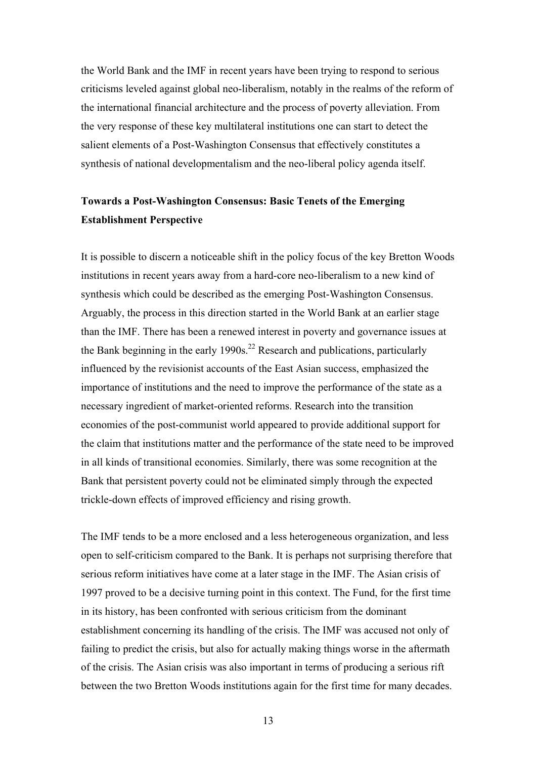the World Bank and the IMF in recent years have been trying to respond to serious criticisms leveled against global neo-liberalism, notably in the realms of the reform of the international financial architecture and the process of poverty alleviation. From the very response of these key multilateral institutions one can start to detect the salient elements of a Post-Washington Consensus that effectively constitutes a synthesis of national developmentalism and the neo-liberal policy agenda itself.

## Towards a Post-Washington Consensus: Basic Tenets of the Emerging Establishment Perspective

It is possible to discern a noticeable shift in the policy focus of the key Bretton Woods institutions in recent years away from a hard-core neo-liberalism to a new kind of synthesis which could be described as the emerging Post-Washington Consensus. Arguably, the process in this direction started in the World Bank at an earlier stage than the IMF. There has been a renewed interest in poverty and governance issues at the Bank beginning in the early 1990s.[22] Research and publications, particularly influenced by the revisionist accounts of the East Asian success, emphasized the importance of institutions and the need to improve the performance of the state as a necessary ingredient of market-oriented reforms. Research into the transition economies of the post-communist world appeared to provide additional support for the claim that institutions matter and the performance of the state need to be improved in all kinds of transitional economies. Similarly, there was some recognition at the Bank that persistent poverty could not be eliminated simply through the expected trickle-down effects of improved efficiency and rising growth.

The IMF tends to be a more enclosed and a less heterogeneous organization, and less open to self-criticism compared to the Bank. It is perhaps not surprising therefore that serious reform initiatives have come at a later stage in the IMF. The Asian crisis of 1997 proved to be a decisive turning point in this context. The Fund, for the first time in its history, has been confronted with serious criticism from the dominant establishment concerning its handling of the crisis. The IMF was accused not only of failing to predict the crisis, but also for actually making things worse in the aftermath of the crisis. The Asian crisis was also important in terms of producing a serious rift between the two Bretton Woods institutions again for the first time for many decades.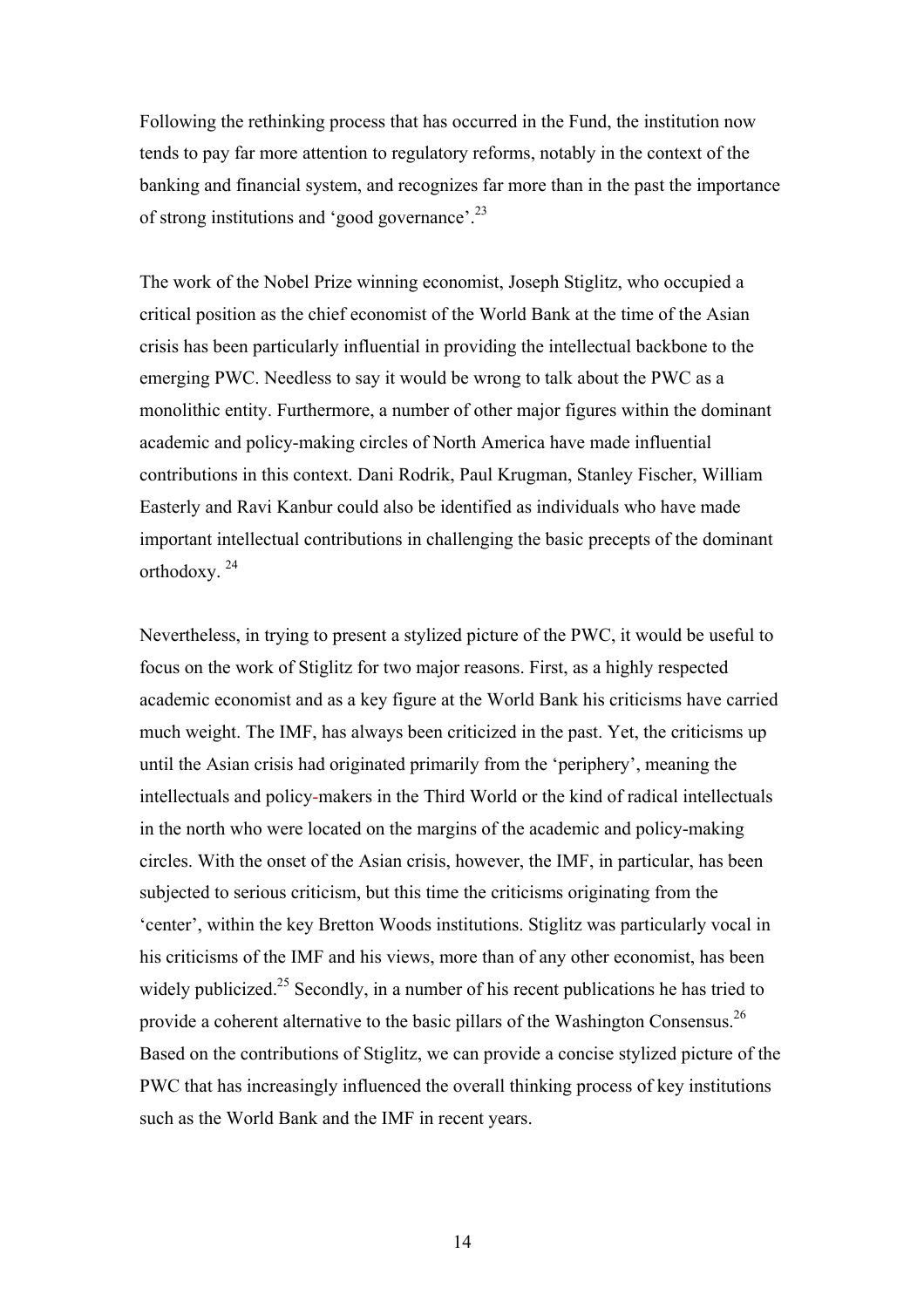Following the rethinking process that has occurred in the Fund, the institution now tends to pay far more attention to regulatory reforms, notably in the context of the banking and financial system, and recognizes far more than in the past the importance of strong institutions and 'good governance'.[23]

The work of the Nobel Prize winning economist, Joseph Stiglitz, who occupied a critical position as the chief economist of the World Bank at the time of the Asian crisis has been particularly influential in providing the intellectual backbone to the emerging PWC. Needless to say it would be wrong to talk about the PWC as a monolithic entity. Furthermore, a number of other major figures within the dominant academic and policy-making circles of North America have made influential contributions in this context. Dani Rodrik, Paul Krugman, Stanley Fischer, William Easterly and Ravi Kanbur could also be identified as individuals who have made important intellectual contributions in challenging the basic precepts of the dominant orthodoxy. [24]

Nevertheless, in trying to present a stylized picture of the PWC, it would be useful to focus on the work of Stiglitz for two major reasons. First, as a highly respected academic economist and as a key figure at the World Bank his criticisms have carried much weight. The IMF, has always been criticized in the past. Yet, the criticisms up until the Asian crisis had originated primarily from the 'periphery', meaning the intellectuals and policy-makers in the Third World or the kind of radical intellectuals in the north who were located on the margins of the academic and policy-making circles. With the onset of the Asian crisis, however, the IMF, in particular, has been subjected to serious criticism, but this time the criticisms originating from the 'center', within the key Bretton Woods institutions. Stiglitz was particularly vocal in his criticisms of the IMF and his views, more than of any other economist, has been widely publicized.[25] Secondly, in a number of his recent publications he has tried to provide a coherent alternative to the basic pillars of the Washington Consensus.[26] Based on the contributions of Stiglitz, we can provide a concise stylized picture of the PWC that has increasingly influenced the overall thinking process of key institutions such as the World Bank and the IMF in recent years.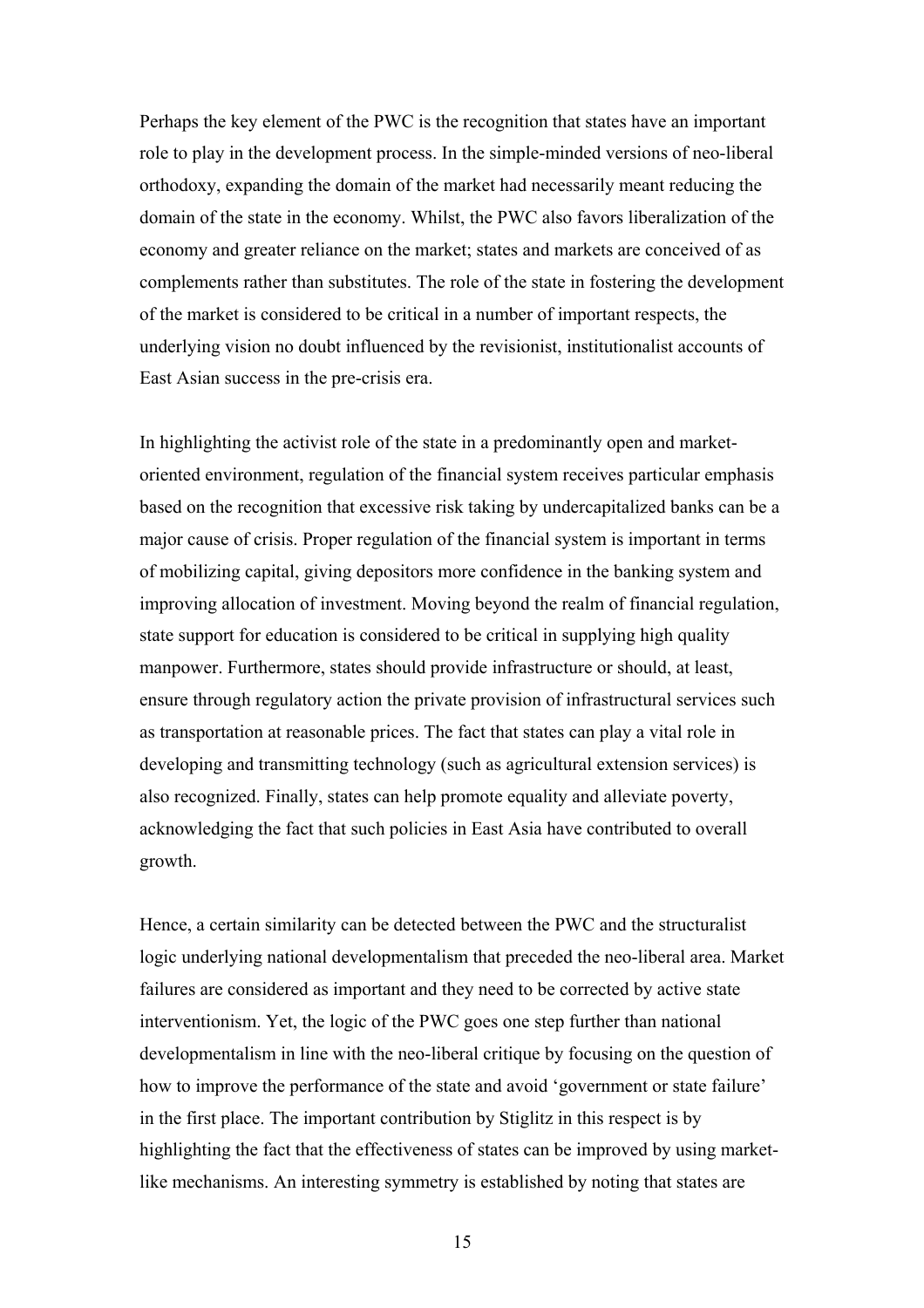Perhaps the key element of the PWC is the recognition that states have an important role to play in the development process. In the simple-minded versions of neo-liberal orthodoxy, expanding the domain of the market had necessarily meant reducing the domain of the state in the economy. Whilst, the PWC also favors liberalization of the economy and greater reliance on the market; states and markets are conceived of as complements rather than substitutes. The role of the state in fostering the development of the market is considered to be critical in a number of important respects, the underlying vision no doubt influenced by the revisionist, institutionalist accounts of East Asian success in the pre-crisis era.

In highlighting the activist role of the state in a predominantly open and market-oriented environment, regulation of the financial system receives particular emphasis based on the recognition that excessive risk taking by undercapitalized banks can be a major cause of crisis. Proper regulation of the financial system is important in terms of mobilizing capital, giving depositors more confidence in the banking system and improving allocation of investment. Moving beyond the realm of financial regulation, state support for education is considered to be critical in supplying high quality manpower. Furthermore, states should provide infrastructure or should, at least, ensure through regulatory action the private provision of infrastructural services such as transportation at reasonable prices. The fact that states can play a vital role in developing and transmitting technology (such as agricultural extension services) is also recognized. Finally, states can help promote equality and alleviate poverty, acknowledging the fact that such policies in East Asia have contributed to overall growth.

Hence, a certain similarity can be detected between the PWC and the structuralist logic underlying national developmentalism that preceded the neo-liberal area. Market failures are considered as important and they need to be corrected by active state interventionism. Yet, the logic of the PWC goes one step further than national developmentalism in line with the neo-liberal critique by focusing on the question of how to improve the performance of the state and avoid 'government or state failure' in the first place. The important contribution by Stiglitz in this respect is by highlighting the fact that the effectiveness of states can be improved by using market-like mechanisms. An interesting symmetry is established by noting that states are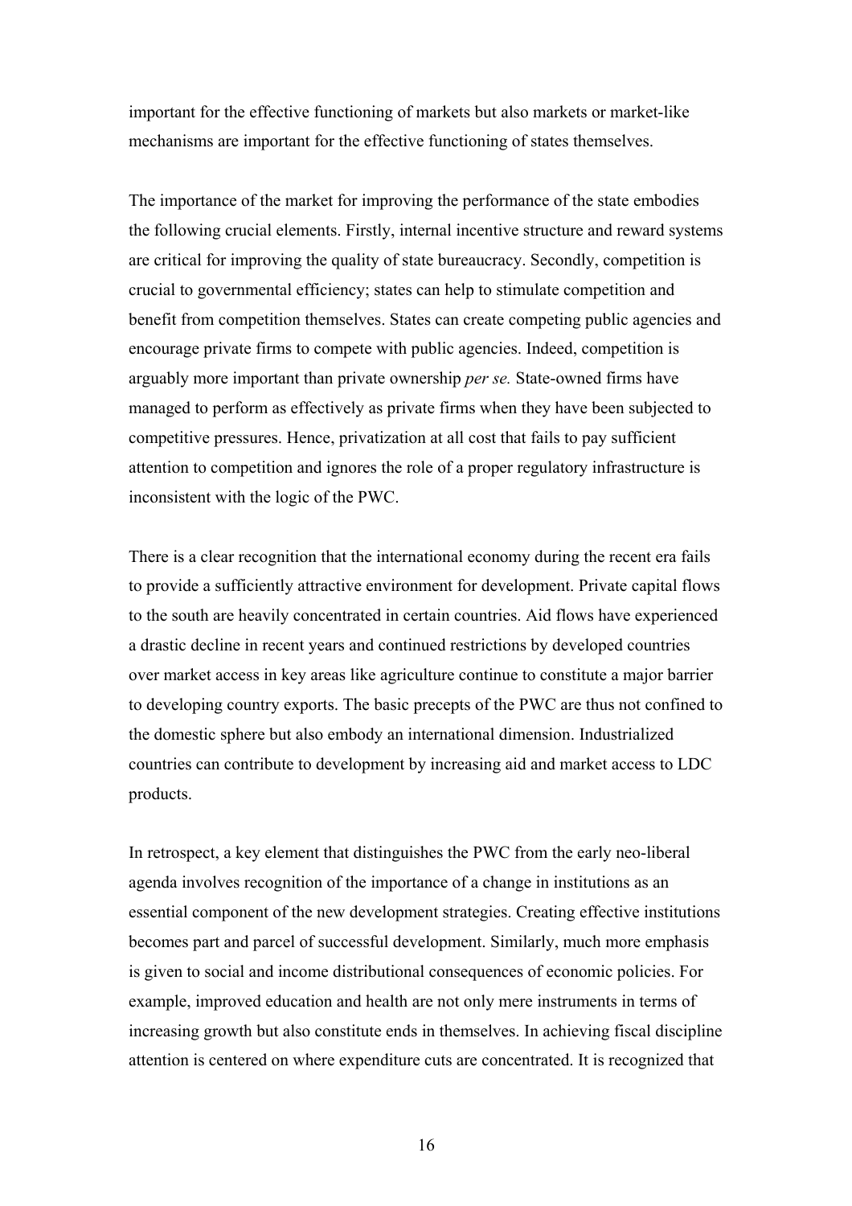important for the effective functioning of markets but also markets or market-like mechanisms are important for the effective functioning of states themselves.

The importance of the market for improving the performance of the state embodies the following crucial elements. Firstly, internal incentive structure and reward systems are critical for improving the quality of state bureaucracy. Secondly, competition is crucial to governmental efficiency; states can help to stimulate competition and benefit from competition themselves. States can create competing public agencies and encourage private firms to compete with public agencies. Indeed, competition is arguably more important than private ownership *per se.* State-owned firms have managed to perform as effectively as private firms when they have been subjected to competitive pressures. Hence, privatization at all cost that fails to pay sufficient attention to competition and ignores the role of a proper regulatory infrastructure is inconsistent with the logic of the PWC.

There is a clear recognition that the international economy during the recent era fails to provide a sufficiently attractive environment for development. Private capital flows to the south are heavily concentrated in certain countries. Aid flows have experienced a drastic decline in recent years and continued restrictions by developed countries over market access in key areas like agriculture continue to constitute a major barrier to developing country exports. The basic precepts of the PWC are thus not confined to the domestic sphere but also embody an international dimension. Industrialized countries can contribute to development by increasing aid and market access to LDC products.

In retrospect, a key element that distinguishes the PWC from the early neo-liberal agenda involves recognition of the importance of a change in institutions as an essential component of the new development strategies. Creating effective institutions becomes part and parcel of successful development. Similarly, much more emphasis is given to social and income distributional consequences of economic policies. For example, improved education and health are not only mere instruments in terms of increasing growth but also constitute ends in themselves. In achieving fiscal discipline attention is centered on where expenditure cuts are concentrated. It is recognized that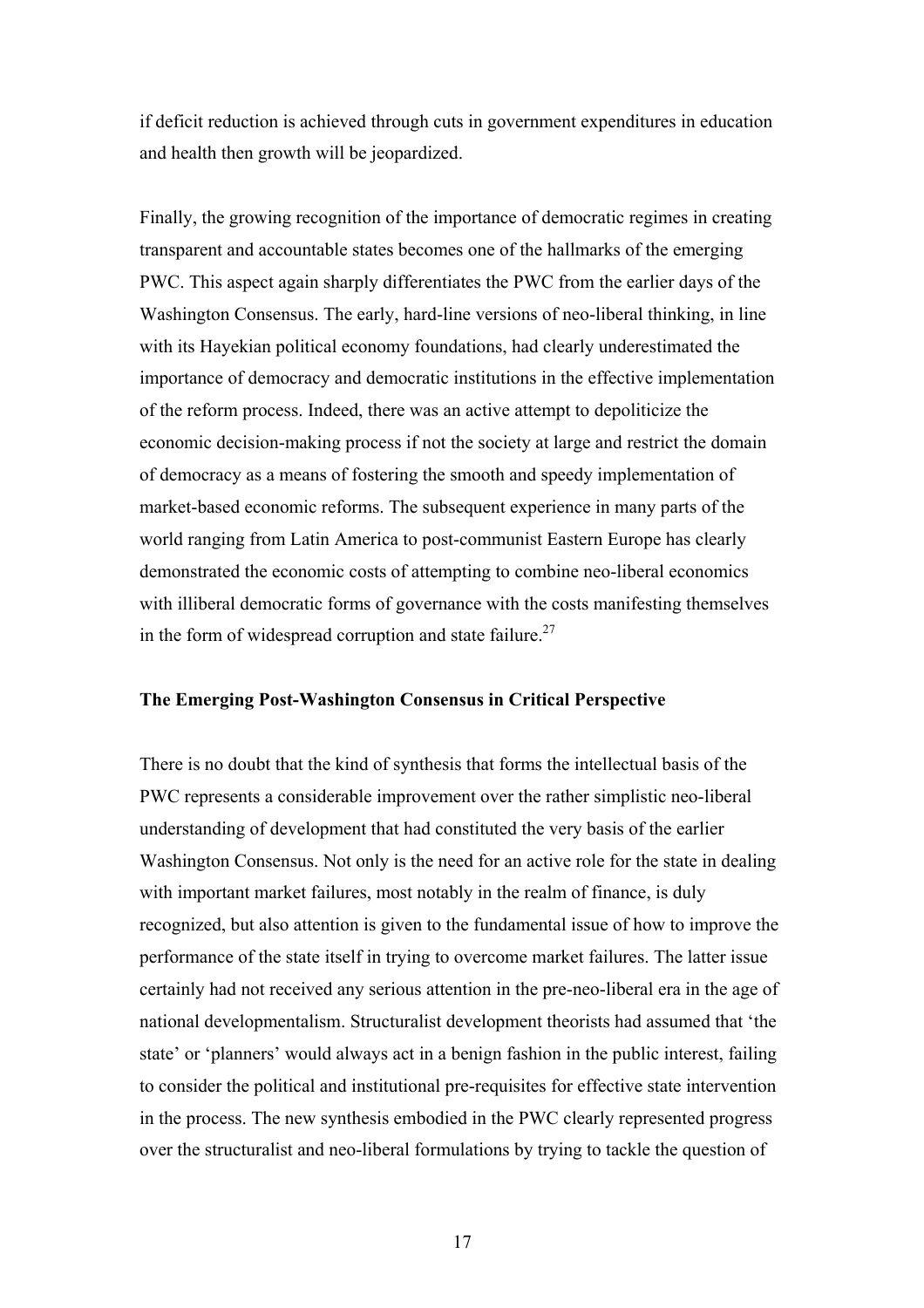if deficit reduction is achieved through cuts in government expenditures in education and health then growth will be jeopardized.

Finally, the growing recognition of the importance of democratic regimes in creating transparent and accountable states becomes one of the hallmarks of the emerging PWC. This aspect again sharply differentiates the PWC from the earlier days of the Washington Consensus. The early, hard-line versions of neo-liberal thinking, in line with its Hayekian political economy foundations, had clearly underestimated the importance of democracy and democratic institutions in the effective implementation of the reform process. Indeed, there was an active attempt to depoliticize the economic decision-making process if not the society at large and restrict the domain of democracy as a means of fostering the smooth and speedy implementation of market-based economic reforms. The subsequent experience in many parts of the world ranging from Latin America to post-communist Eastern Europe has clearly demonstrated the economic costs of attempting to combine neo-liberal economics with illiberal democratic forms of governance with the costs manifesting themselves in the form of widespread corruption and state failure.[27]

**The Emerging Post-Washington Consensus in Critical Perspective**

There is no doubt that the kind of synthesis that forms the intellectual basis of the PWC represents a considerable improvement over the rather simplistic neo-liberal understanding of development that had constituted the very basis of the earlier Washington Consensus. Not only is the need for an active role for the state in dealing with important market failures, most notably in the realm of finance, is duly recognized, but also attention is given to the fundamental issue of how to improve the performance of the state itself in trying to overcome market failures. The latter issue certainly had not received any serious attention in the pre-neo-liberal era in the age of national developmentalism. Structuralist development theorists had assumed that 'the state' or 'planners' would always act in a benign fashion in the public interest, failing to consider the political and institutional pre-requisites for effective state intervention in the process. The new synthesis embodied in the PWC clearly represented progress over the structuralist and neo-liberal formulations by trying to tackle the question of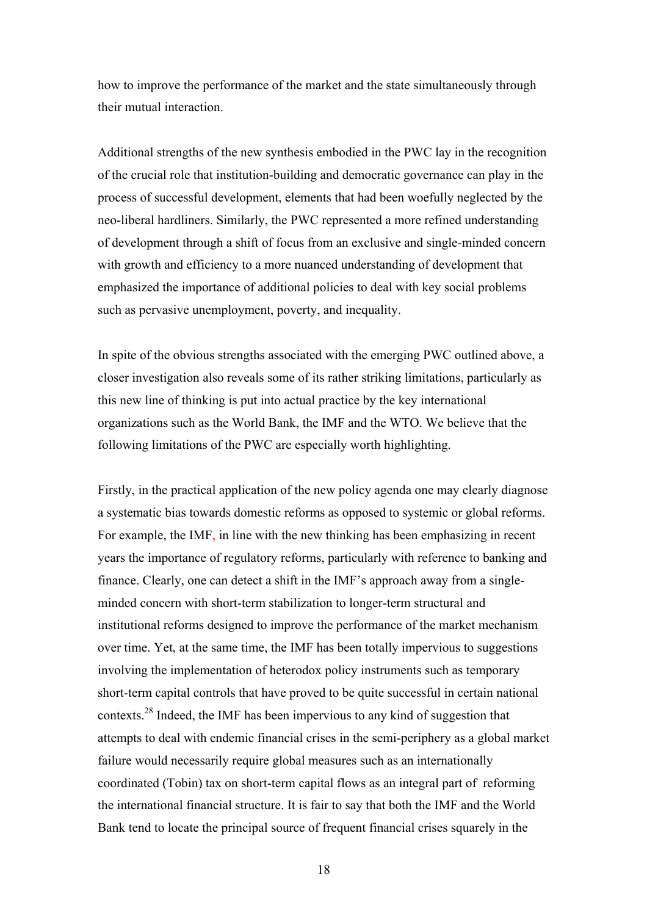how to improve the performance of the market and the state simultaneously through their mutual interaction.

Additional strengths of the new synthesis embodied in the PWC lay in the recognition of the crucial role that institution-building and democratic governance can play in the process of successful development, elements that had been woefully neglected by the neo-liberal hardliners. Similarly, the PWC represented a more refined understanding of development through a shift of focus from an exclusive and single-minded concern with growth and efficiency to a more nuanced understanding of development that emphasized the importance of additional policies to deal with key social problems such as pervasive unemployment, poverty, and inequality.

In spite of the obvious strengths associated with the emerging PWC outlined above, a closer investigation also reveals some of its rather striking limitations, particularly as this new line of thinking is put into actual practice by the key international organizations such as the World Bank, the IMF and the WTO. We believe that the following limitations of the PWC are especially worth highlighting.

Firstly, in the practical application of the new policy agenda one may clearly diagnose a systematic bias towards domestic reforms as opposed to systemic or global reforms. For example, the IMF, in line with the new thinking has been emphasizing in recent years the importance of regulatory reforms, particularly with reference to banking and finance. Clearly, one can detect a shift in the IMF's approach away from a single-minded concern with short-term stabilization to longer-term structural and institutional reforms designed to improve the performance of the market mechanism over time. Yet, at the same time, the IMF has been totally impervious to suggestions involving the implementation of heterodox policy instruments such as temporary short-term capital controls that have proved to be quite successful in certain national contexts.[28] Indeed, the IMF has been impervious to any kind of suggestion that attempts to deal with endemic financial crises in the semi-periphery as a global market failure would necessarily require global measures such as an internationally coordinated (Tobin) tax on short-term capital flows as an integral part of reforming the international financial structure. It is fair to say that both the IMF and the World Bank tend to locate the principal source of frequent financial crises squarely in the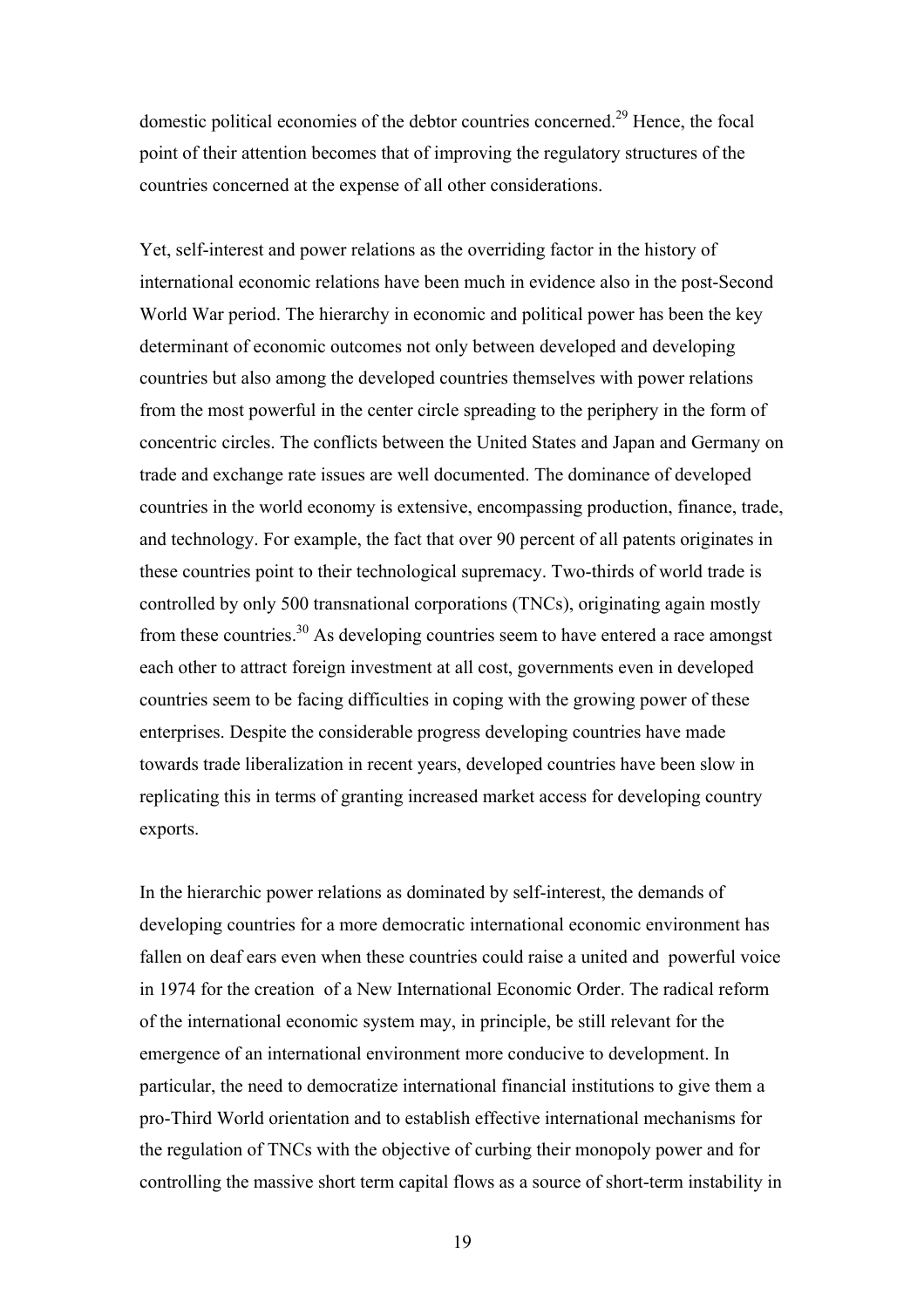domestic political economies of the debtor countries concerned.[29] Hence, the focal point of their attention becomes that of improving the regulatory structures of the countries concerned at the expense of all other considerations.

Yet, self-interest and power relations as the overriding factor in the history of international economic relations have been much in evidence also in the post-Second World War period. The hierarchy in economic and political power has been the key determinant of economic outcomes not only between developed and developing countries but also among the developed countries themselves with power relations from the most powerful in the center circle spreading to the periphery in the form of concentric circles. The conflicts between the United States and Japan and Germany on trade and exchange rate issues are well documented. The dominance of developed countries in the world economy is extensive, encompassing production, finance, trade, and technology. For example, the fact that over 90 percent of all patents originates in these countries point to their technological supremacy. Two-thirds of world trade is controlled by only 500 transnational corporations (TNCs), originating again mostly from these countries.[30] As developing countries seem to have entered a race amongst each other to attract foreign investment at all cost, governments even in developed countries seem to be facing difficulties in coping with the growing power of these enterprises. Despite the considerable progress developing countries have made towards trade liberalization in recent years, developed countries have been slow in replicating this in terms of granting increased market access for developing country exports.

In the hierarchic power relations as dominated by self-interest, the demands of developing countries for a more democratic international economic environment has fallen on deaf ears even when these countries could raise a united and powerful voice in 1974 for the creation of a New International Economic Order. The radical reform of the international economic system may, in principle, be still relevant for the emergence of an international environment more conducive to development. In particular, the need to democratize international financial institutions to give them a pro-Third World orientation and to establish effective international mechanisms for the regulation of TNCs with the objective of curbing their monopoly power and for controlling the massive short term capital flows as a source of short-term instability in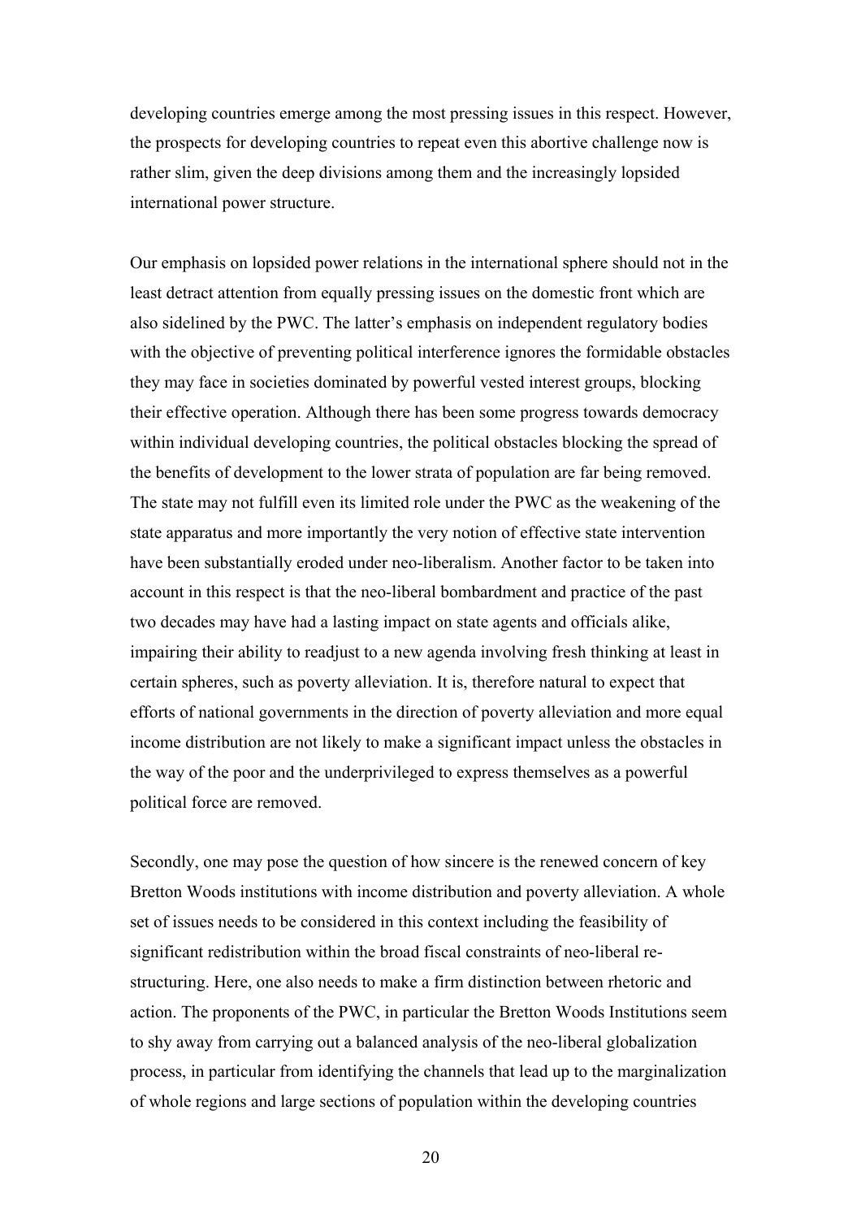developing countries emerge among the most pressing issues in this respect. However, the prospects for developing countries to repeat even this abortive challenge now is rather slim, given the deep divisions among them and the increasingly lopsided international power structure.

Our emphasis on lopsided power relations in the international sphere should not in the least detract attention from equally pressing issues on the domestic front which are also sidelined by the PWC. The latter's emphasis on independent regulatory bodies with the objective of preventing political interference ignores the formidable obstacles they may face in societies dominated by powerful vested interest groups, blocking their effective operation. Although there has been some progress towards democracy within individual developing countries, the political obstacles blocking the spread of the benefits of development to the lower strata of population are far being removed. The state may not fulfill even its limited role under the PWC as the weakening of the state apparatus and more importantly the very notion of effective state intervention have been substantially eroded under neo-liberalism. Another factor to be taken into account in this respect is that the neo-liberal bombardment and practice of the past two decades may have had a lasting impact on state agents and officials alike, impairing their ability to readjust to a new agenda involving fresh thinking at least in certain spheres, such as poverty alleviation. It is, therefore natural to expect that efforts of national governments in the direction of poverty alleviation and more equal income distribution are not likely to make a significant impact unless the obstacles in the way of the poor and the underprivileged to express themselves as a powerful political force are removed.

Secondly, one may pose the question of how sincere is the renewed concern of key Bretton Woods institutions with income distribution and poverty alleviation. A whole set of issues needs to be considered in this context including the feasibility of significant redistribution within the broad fiscal constraints of neo-liberal re-structuring. Here, one also needs to make a firm distinction between rhetoric and action. The proponents of the PWC, in particular the Bretton Woods Institutions seem to shy away from carrying out a balanced analysis of the neo-liberal globalization process, in particular from identifying the channels that lead up to the marginalization of whole regions and large sections of population within the developing countries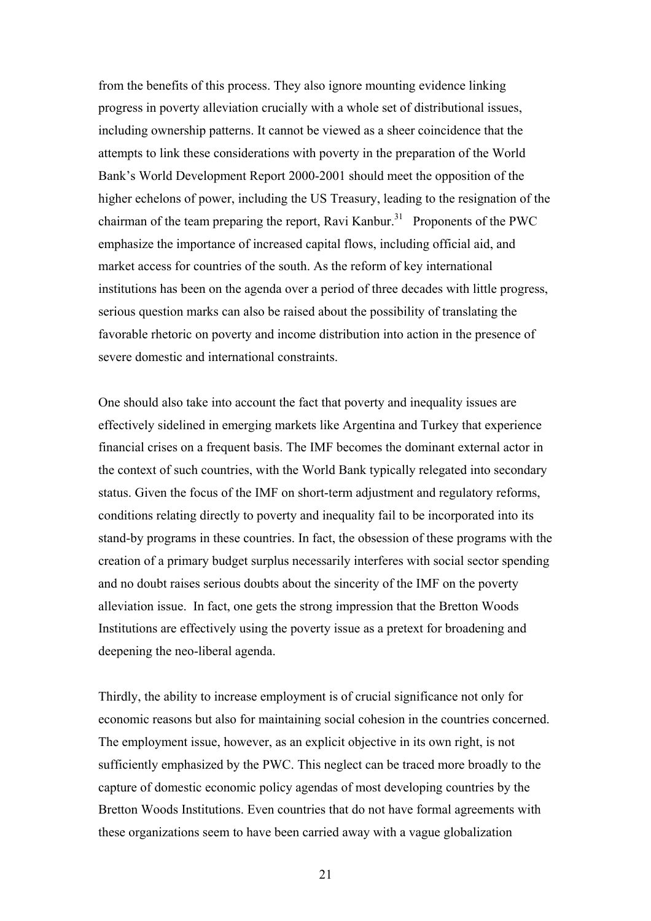from the benefits of this process. They also ignore mounting evidence linking progress in poverty alleviation crucially with a whole set of distributional issues, including ownership patterns. It cannot be viewed as a sheer coincidence that the attempts to link these considerations with poverty in the preparation of the World Bank's World Development Report 2000-2001 should meet the opposition of the higher echelons of power, including the US Treasury, leading to the resignation of the chairman of the team preparing the report, Ravi Kanbur.[31] Proponents of the PWC emphasize the importance of increased capital flows, including official aid, and market access for countries of the south. As the reform of key international institutions has been on the agenda over a period of three decades with little progress, serious question marks can also be raised about the possibility of translating the favorable rhetoric on poverty and income distribution into action in the presence of severe domestic and international constraints.

One should also take into account the fact that poverty and inequality issues are effectively sidelined in emerging markets like Argentina and Turkey that experience financial crises on a frequent basis. The IMF becomes the dominant external actor in the context of such countries, with the World Bank typically relegated into secondary status. Given the focus of the IMF on short-term adjustment and regulatory reforms, conditions relating directly to poverty and inequality fail to be incorporated into its stand-by programs in these countries. In fact, the obsession of these programs with the creation of a primary budget surplus necessarily interferes with social sector spending and no doubt raises serious doubts about the sincerity of the IMF on the poverty alleviation issue. In fact, one gets the strong impression that the Bretton Woods Institutions are effectively using the poverty issue as a pretext for broadening and deepening the neo-liberal agenda.

Thirdly, the ability to increase employment is of crucial significance not only for economic reasons but also for maintaining social cohesion in the countries concerned. The employment issue, however, as an explicit objective in its own right, is not sufficiently emphasized by the PWC. This neglect can be traced more broadly to the capture of domestic economic policy agendas of most developing countries by the Bretton Woods Institutions. Even countries that do not have formal agreements with these organizations seem to have been carried away with a vague globalization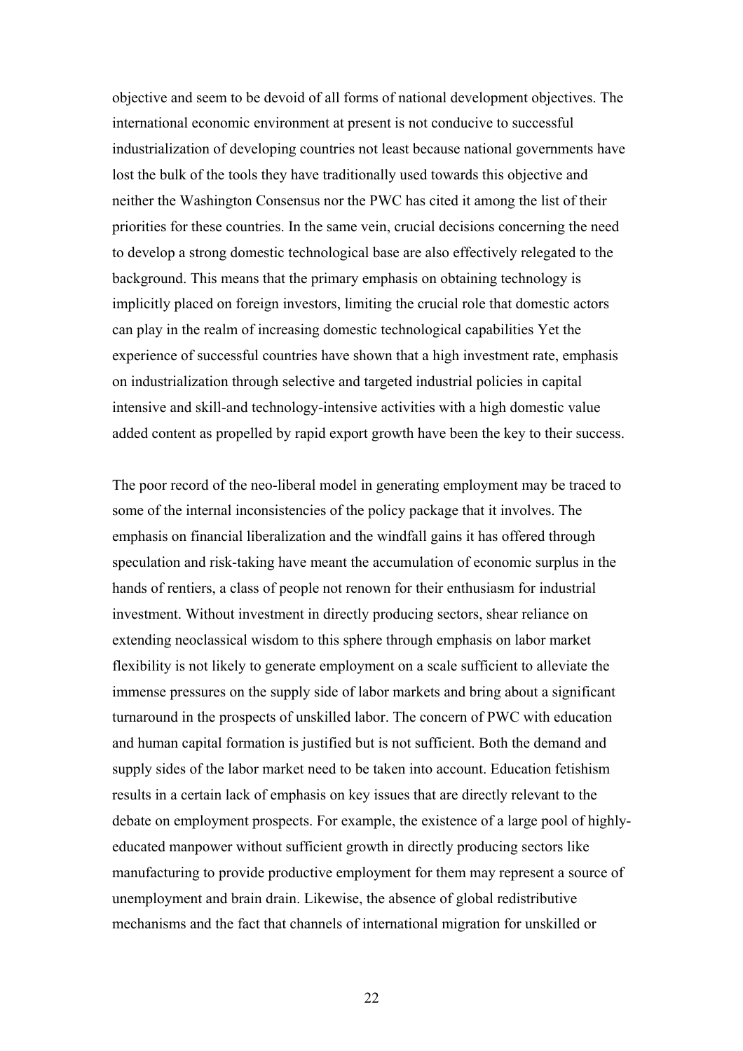objective and seem to be devoid of all forms of national development objectives. The international economic environment at present is not conducive to successful industrialization of developing countries not least because national governments have lost the bulk of the tools they have traditionally used towards this objective and neither the Washington Consensus nor the PWC has cited it among the list of their priorities for these countries. In the same vein, crucial decisions concerning the need to develop a strong domestic technological base are also effectively relegated to the background. This means that the primary emphasis on obtaining technology is implicitly placed on foreign investors, limiting the crucial role that domestic actors can play in the realm of increasing domestic technological capabilities Yet the experience of successful countries have shown that a high investment rate, emphasis on industrialization through selective and targeted industrial policies in capital intensive and skill-and technology-intensive activities with a high domestic value added content as propelled by rapid export growth have been the key to their success.

The poor record of the neo-liberal model in generating employment may be traced to some of the internal inconsistencies of the policy package that it involves. The emphasis on financial liberalization and the windfall gains it has offered through speculation and risk-taking have meant the accumulation of economic surplus in the hands of rentiers, a class of people not renown for their enthusiasm for industrial investment. Without investment in directly producing sectors, shear reliance on extending neoclassical wisdom to this sphere through emphasis on labor market flexibility is not likely to generate employment on a scale sufficient to alleviate the immense pressures on the supply side of labor markets and bring about a significant turnaround in the prospects of unskilled labor. The concern of PWC with education and human capital formation is justified but is not sufficient. Both the demand and supply sides of the labor market need to be taken into account. Education fetishism results in a certain lack of emphasis on key issues that are directly relevant to the debate on employment prospects. For example, the existence of a large pool of highly-educated manpower without sufficient growth in directly producing sectors like manufacturing to provide productive employment for them may represent a source of unemployment and brain drain. Likewise, the absence of global redistributive mechanisms and the fact that channels of international migration for unskilled or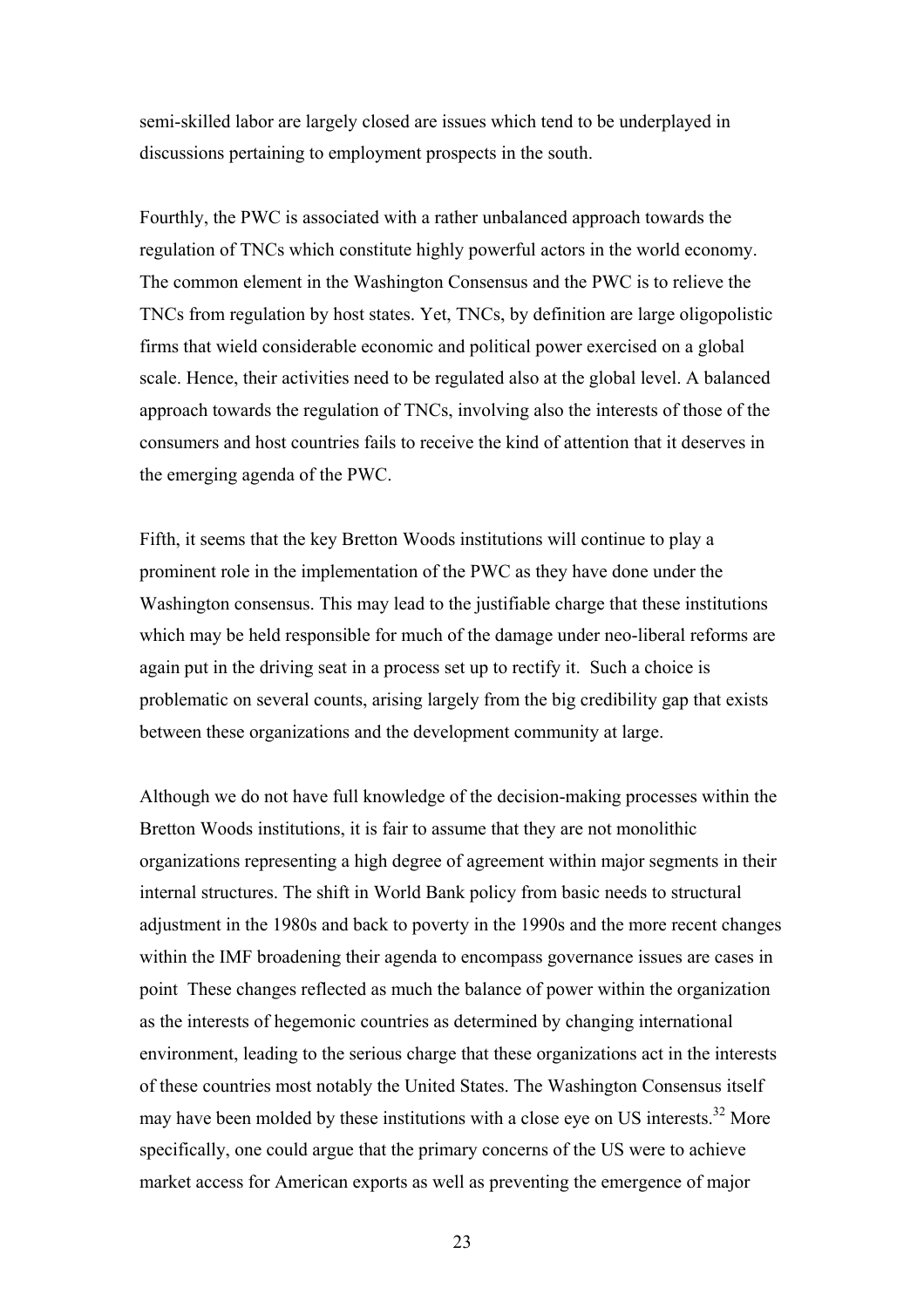semi-skilled labor are largely closed are issues which tend to be underplayed in discussions pertaining to employment prospects in the south.

Fourthly, the PWC is associated with a rather unbalanced approach towards the regulation of TNCs which constitute highly powerful actors in the world economy. The common element in the Washington Consensus and the PWC is to relieve the TNCs from regulation by host states. Yet, TNCs, by definition are large oligopolistic firms that wield considerable economic and political power exercised on a global scale. Hence, their activities need to be regulated also at the global level. A balanced approach towards the regulation of TNCs, involving also the interests of those of the consumers and host countries fails to receive the kind of attention that it deserves in the emerging agenda of the PWC.

Fifth, it seems that the key Bretton Woods institutions will continue to play a prominent role in the implementation of the PWC as they have done under the Washington consensus. This may lead to the justifiable charge that these institutions which may be held responsible for much of the damage under neo-liberal reforms are again put in the driving seat in a process set up to rectify it. Such a choice is problematic on several counts, arising largely from the big credibility gap that exists between these organizations and the development community at large.

Although we do not have full knowledge of the decision-making processes within the Bretton Woods institutions, it is fair to assume that they are not monolithic organizations representing a high degree of agreement within major segments in their internal structures. The shift in World Bank policy from basic needs to structural adjustment in the 1980s and back to poverty in the 1990s and the more recent changes within the IMF broadening their agenda to encompass governance issues are cases in point These changes reflected as much the balance of power within the organization as the interests of hegemonic countries as determined by changing international environment, leading to the serious charge that these organizations act in the interests of these countries most notably the United States. The Washington Consensus itself may have been molded by these institutions with a close eye on US interests.[32] More specifically, one could argue that the primary concerns of the US were to achieve market access for American exports as well as preventing the emergence of major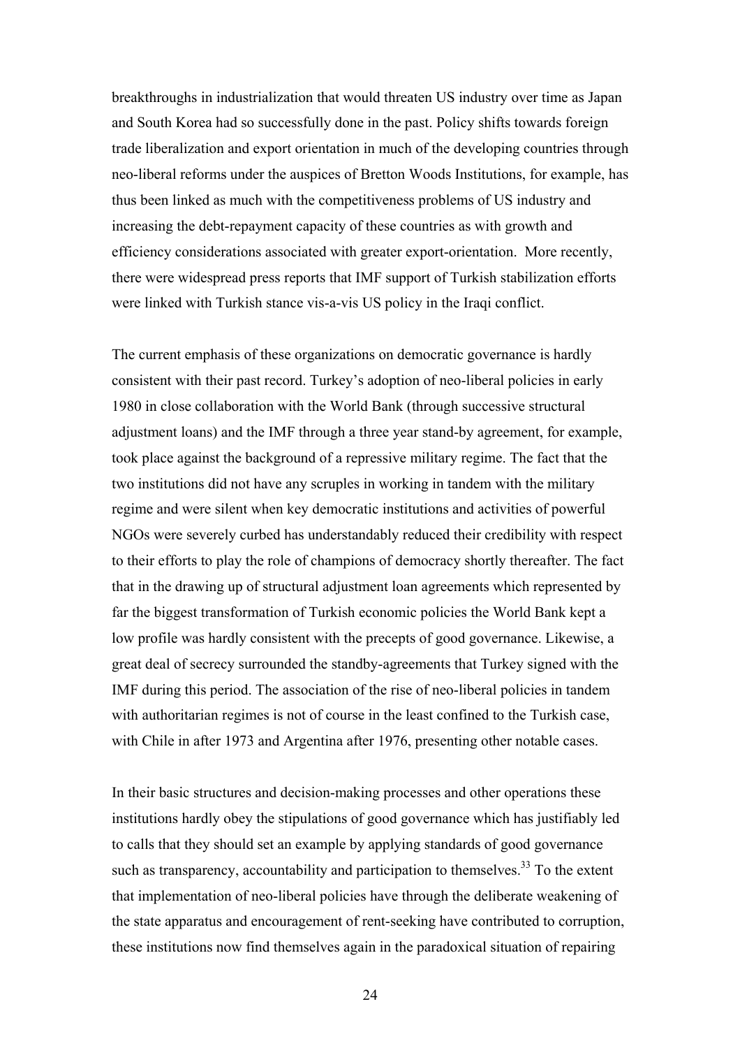breakthroughs in industrialization that would threaten US industry over time as Japan and South Korea had so successfully done in the past. Policy shifts towards foreign trade liberalization and export orientation in much of the developing countries through neo-liberal reforms under the auspices of Bretton Woods Institutions, for example, has thus been linked as much with the competitiveness problems of US industry and increasing the debt-repayment capacity of these countries as with growth and efficiency considerations associated with greater export-orientation. More recently, there were widespread press reports that IMF support of Turkish stabilization efforts were linked with Turkish stance vis-a-vis US policy in the Iraqi conflict.

The current emphasis of these organizations on democratic governance is hardly consistent with their past record. Turkey's adoption of neo-liberal policies in early 1980 in close collaboration with the World Bank (through successive structural adjustment loans) and the IMF through a three year stand-by agreement, for example, took place against the background of a repressive military regime. The fact that the two institutions did not have any scruples in working in tandem with the military regime and were silent when key democratic institutions and activities of powerful NGOs were severely curbed has understandably reduced their credibility with respect to their efforts to play the role of champions of democracy shortly thereafter. The fact that in the drawing up of structural adjustment loan agreements which represented by far the biggest transformation of Turkish economic policies the World Bank kept a low profile was hardly consistent with the precepts of good governance. Likewise, a great deal of secrecy surrounded the standby-agreements that Turkey signed with the IMF during this period. The association of the rise of neo-liberal policies in tandem with authoritarian regimes is not of course in the least confined to the Turkish case, with Chile in after 1973 and Argentina after 1976, presenting other notable cases.

In their basic structures and decision-making processes and other operations these institutions hardly obey the stipulations of good governance which has justifiably led to calls that they should set an example by applying standards of good governance such as transparency, accountability and participation to themselves.[33] To the extent that implementation of neo-liberal policies have through the deliberate weakening of the state apparatus and encouragement of rent-seeking have contributed to corruption, these institutions now find themselves again in the paradoxical situation of repairing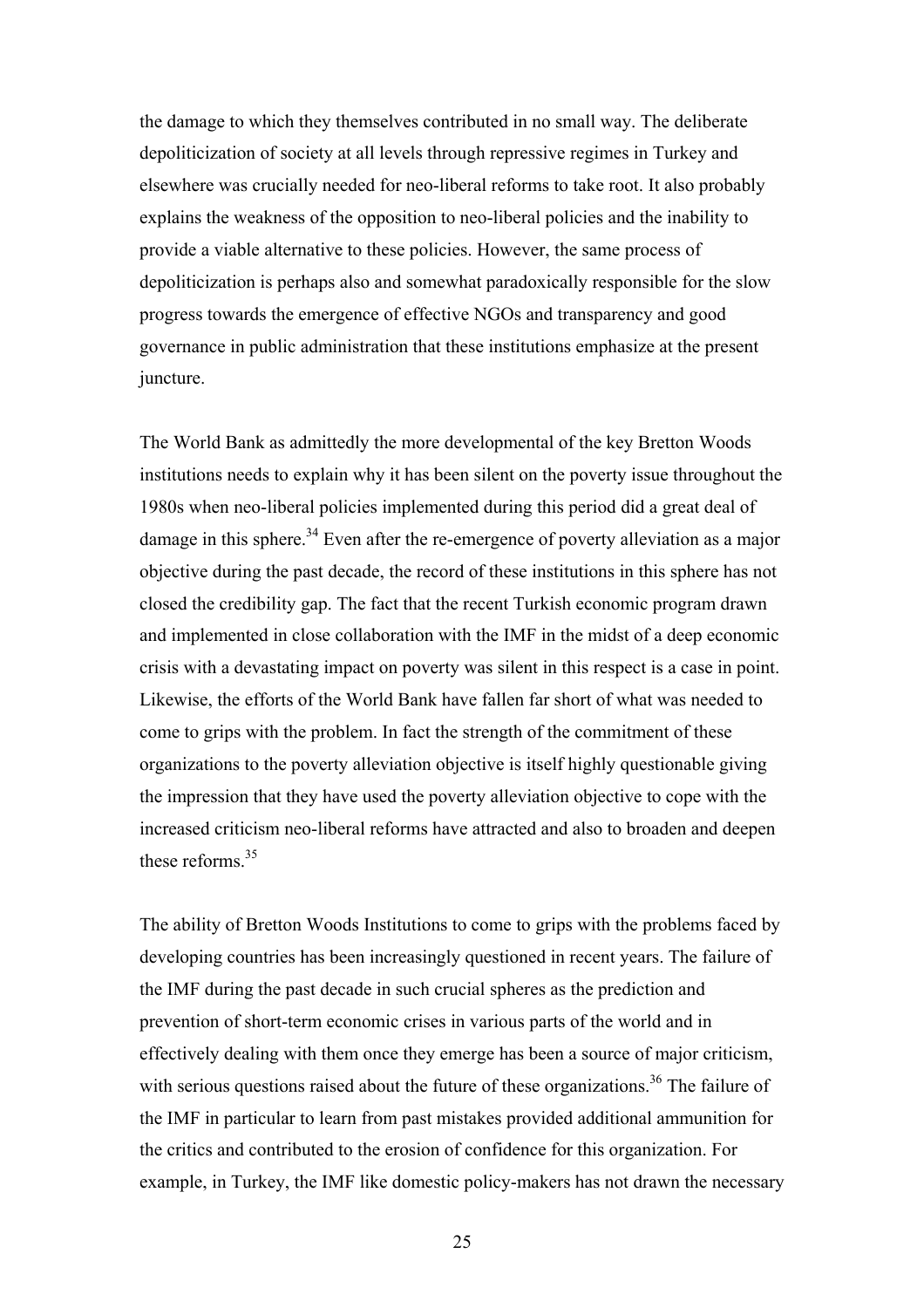the damage to which they themselves contributed in no small way. The deliberate depoliticization of society at all levels through repressive regimes in Turkey and elsewhere was crucially needed for neo-liberal reforms to take root. It also probably explains the weakness of the opposition to neo-liberal policies and the inability to provide a viable alternative to these policies. However, the same process of depoliticization is perhaps also and somewhat paradoxically responsible for the slow progress towards the emergence of effective NGOs and transparency and good governance in public administration that these institutions emphasize at the present juncture.

The World Bank as admittedly the more developmental of the key Bretton Woods institutions needs to explain why it has been silent on the poverty issue throughout the 1980s when neo-liberal policies implemented during this period did a great deal of damage in this sphere.[34] Even after the re-emergence of poverty alleviation as a major objective during the past decade, the record of these institutions in this sphere has not closed the credibility gap. The fact that the recent Turkish economic program drawn and implemented in close collaboration with the IMF in the midst of a deep economic crisis with a devastating impact on poverty was silent in this respect is a case in point. Likewise, the efforts of the World Bank have fallen far short of what was needed to come to grips with the problem. In fact the strength of the commitment of these organizations to the poverty alleviation objective is itself highly questionable giving the impression that they have used the poverty alleviation objective to cope with the increased criticism neo-liberal reforms have attracted and also to broaden and deepen these reforms.[35]

The ability of Bretton Woods Institutions to come to grips with the problems faced by developing countries has been increasingly questioned in recent years. The failure of the IMF during the past decade in such crucial spheres as the prediction and prevention of short-term economic crises in various parts of the world and in effectively dealing with them once they emerge has been a source of major criticism, with serious questions raised about the future of these organizations.[36] The failure of the IMF in particular to learn from past mistakes provided additional ammunition for the critics and contributed to the erosion of confidence for this organization. For example, in Turkey, the IMF like domestic policy-makers has not drawn the necessary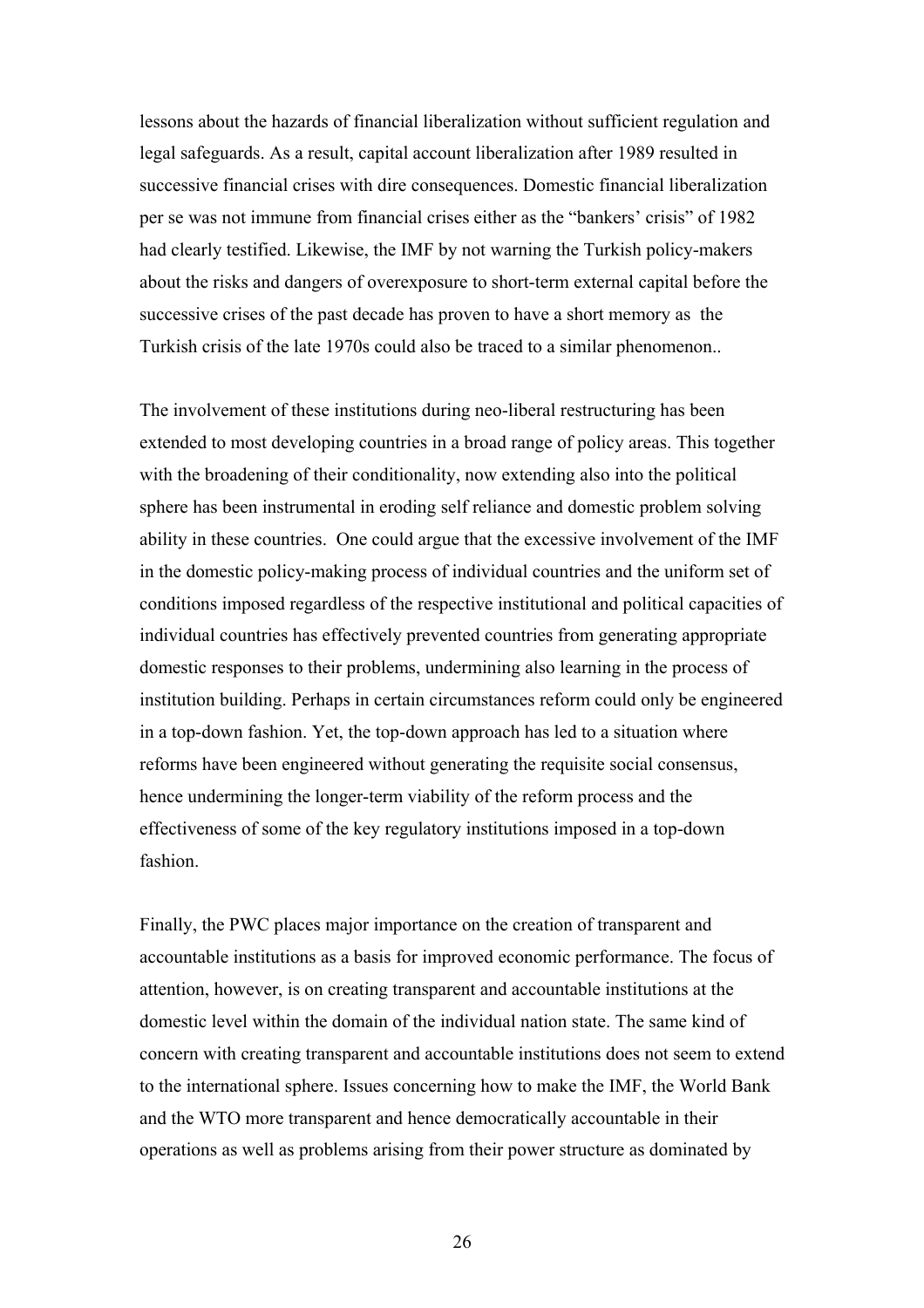lessons about the hazards of financial liberalization without sufficient regulation and legal safeguards. As a result, capital account liberalization after 1989 resulted in successive financial crises with dire consequences. Domestic financial liberalization per se was not immune from financial crises either as the "bankers' crisis" of 1982 had clearly testified. Likewise, the IMF by not warning the Turkish policy-makers about the risks and dangers of overexposure to short-term external capital before the successive crises of the past decade has proven to have a short memory as the Turkish crisis of the late 1970s could also be traced to a similar phenomenon..

The involvement of these institutions during neo-liberal restructuring has been extended to most developing countries in a broad range of policy areas. This together with the broadening of their conditionality, now extending also into the political sphere has been instrumental in eroding self reliance and domestic problem solving ability in these countries. One could argue that the excessive involvement of the IMF in the domestic policy-making process of individual countries and the uniform set of conditions imposed regardless of the respective institutional and political capacities of individual countries has effectively prevented countries from generating appropriate domestic responses to their problems, undermining also learning in the process of institution building. Perhaps in certain circumstances reform could only be engineered in a top-down fashion. Yet, the top-down approach has led to a situation where reforms have been engineered without generating the requisite social consensus, hence undermining the longer-term viability of the reform process and the effectiveness of some of the key regulatory institutions imposed in a top-down fashion.

Finally, the PWC places major importance on the creation of transparent and accountable institutions as a basis for improved economic performance. The focus of attention, however, is on creating transparent and accountable institutions at the domestic level within the domain of the individual nation state. The same kind of concern with creating transparent and accountable institutions does not seem to extend to the international sphere. Issues concerning how to make the IMF, the World Bank and the WTO more transparent and hence democratically accountable in their operations as well as problems arising from their power structure as dominated by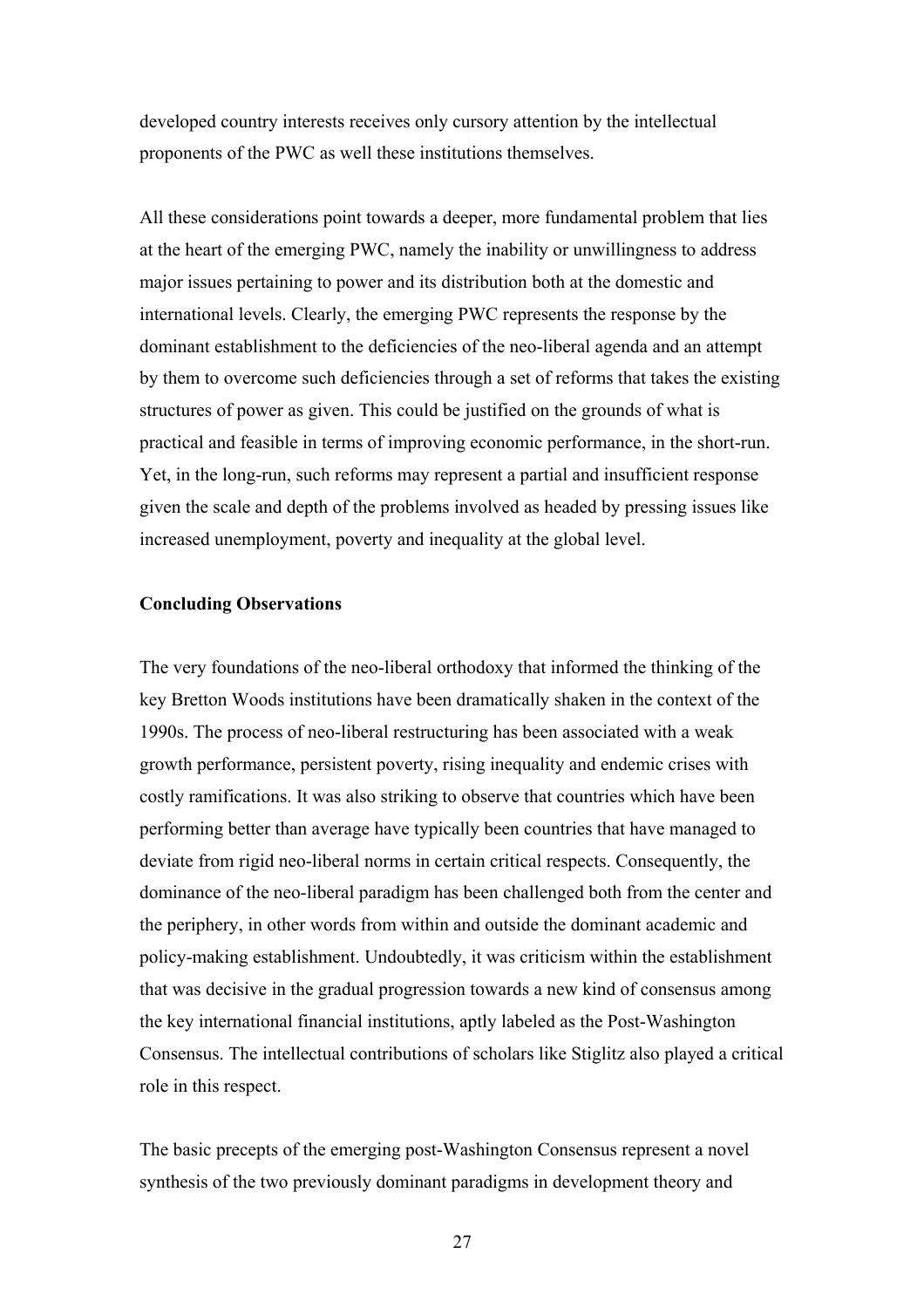developed country interests receives only cursory attention by the intellectual proponents of the PWC as well these institutions themselves.

All these considerations point towards a deeper, more fundamental problem that lies at the heart of the emerging PWC, namely the inability or unwillingness to address major issues pertaining to power and its distribution both at the domestic and international levels. Clearly, the emerging PWC represents the response by the dominant establishment to the deficiencies of the neo-liberal agenda and an attempt by them to overcome such deficiencies through a set of reforms that takes the existing structures of power as given. This could be justified on the grounds of what is practical and feasible in terms of improving economic performance, in the short-run. Yet, in the long-run, such reforms may represent a partial and insufficient response given the scale and depth of the problems involved as headed by pressing issues like increased unemployment, poverty and inequality at the global level.

**Concluding Observations**

The very foundations of the neo-liberal orthodoxy that informed the thinking of the key Bretton Woods institutions have been dramatically shaken in the context of the 1990s. The process of neo-liberal restructuring has been associated with a weak growth performance, persistent poverty, rising inequality and endemic crises with costly ramifications. It was also striking to observe that countries which have been performing better than average have typically been countries that have managed to deviate from rigid neo-liberal norms in certain critical respects. Consequently, the dominance of the neo-liberal paradigm has been challenged both from the center and the periphery, in other words from within and outside the dominant academic and policy-making establishment. Undoubtedly, it was criticism within the establishment that was decisive in the gradual progression towards a new kind of consensus among the key international financial institutions, aptly labeled as the Post-Washington Consensus. The intellectual contributions of scholars like Stiglitz also played a critical role in this respect.

The basic precepts of the emerging post-Washington Consensus represent a novel synthesis of the two previously dominant paradigms in development theory and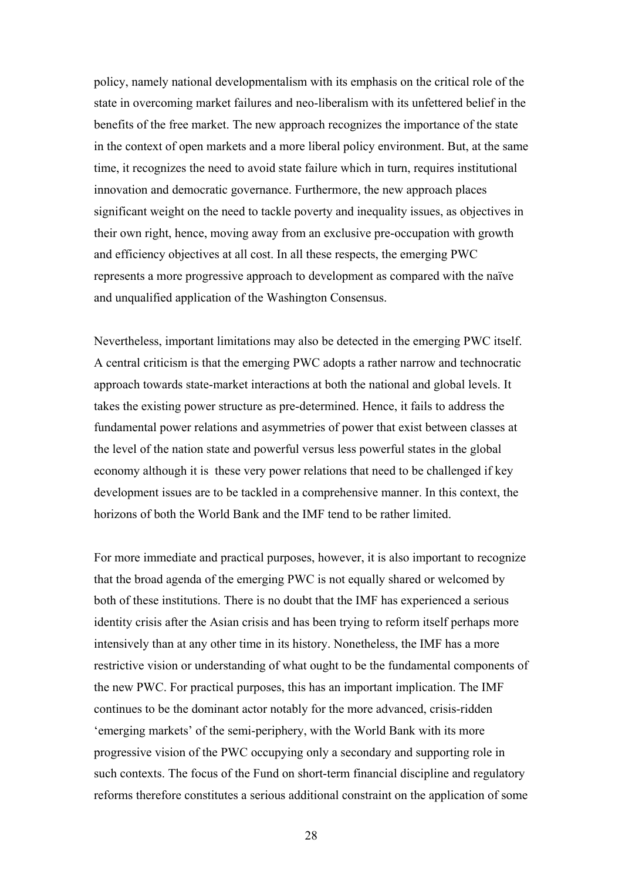policy, namely national developmentalism with its emphasis on the critical role of the state in overcoming market failures and neo-liberalism with its unfettered belief in the benefits of the free market. The new approach recognizes the importance of the state in the context of open markets and a more liberal policy environment. But, at the same time, it recognizes the need to avoid state failure which in turn, requires institutional innovation and democratic governance. Furthermore, the new approach places significant weight on the need to tackle poverty and inequality issues, as objectives in their own right, hence, moving away from an exclusive pre-occupation with growth and efficiency objectives at all cost. In all these respects, the emerging PWC represents a more progressive approach to development as compared with the naïve and unqualified application of the Washington Consensus.

Nevertheless, important limitations may also be detected in the emerging PWC itself. A central criticism is that the emerging PWC adopts a rather narrow and technocratic approach towards state-market interactions at both the national and global levels. It takes the existing power structure as pre-determined. Hence, it fails to address the fundamental power relations and asymmetries of power that exist between classes at the level of the nation state and powerful versus less powerful states in the global economy although it is these very power relations that need to be challenged if key development issues are to be tackled in a comprehensive manner. In this context, the horizons of both the World Bank and the IMF tend to be rather limited.

For more immediate and practical purposes, however, it is also important to recognize that the broad agenda of the emerging PWC is not equally shared or welcomed by both of these institutions. There is no doubt that the IMF has experienced a serious identity crisis after the Asian crisis and has been trying to reform itself perhaps more intensively than at any other time in its history. Nonetheless, the IMF has a more restrictive vision or understanding of what ought to be the fundamental components of the new PWC. For practical purposes, this has an important implication. The IMF continues to be the dominant actor notably for the more advanced, crisis-ridden 'emerging markets' of the semi-periphery, with the World Bank with its more progressive vision of the PWC occupying only a secondary and supporting role in such contexts. The focus of the Fund on short-term financial discipline and regulatory reforms therefore constitutes a serious additional constraint on the application of some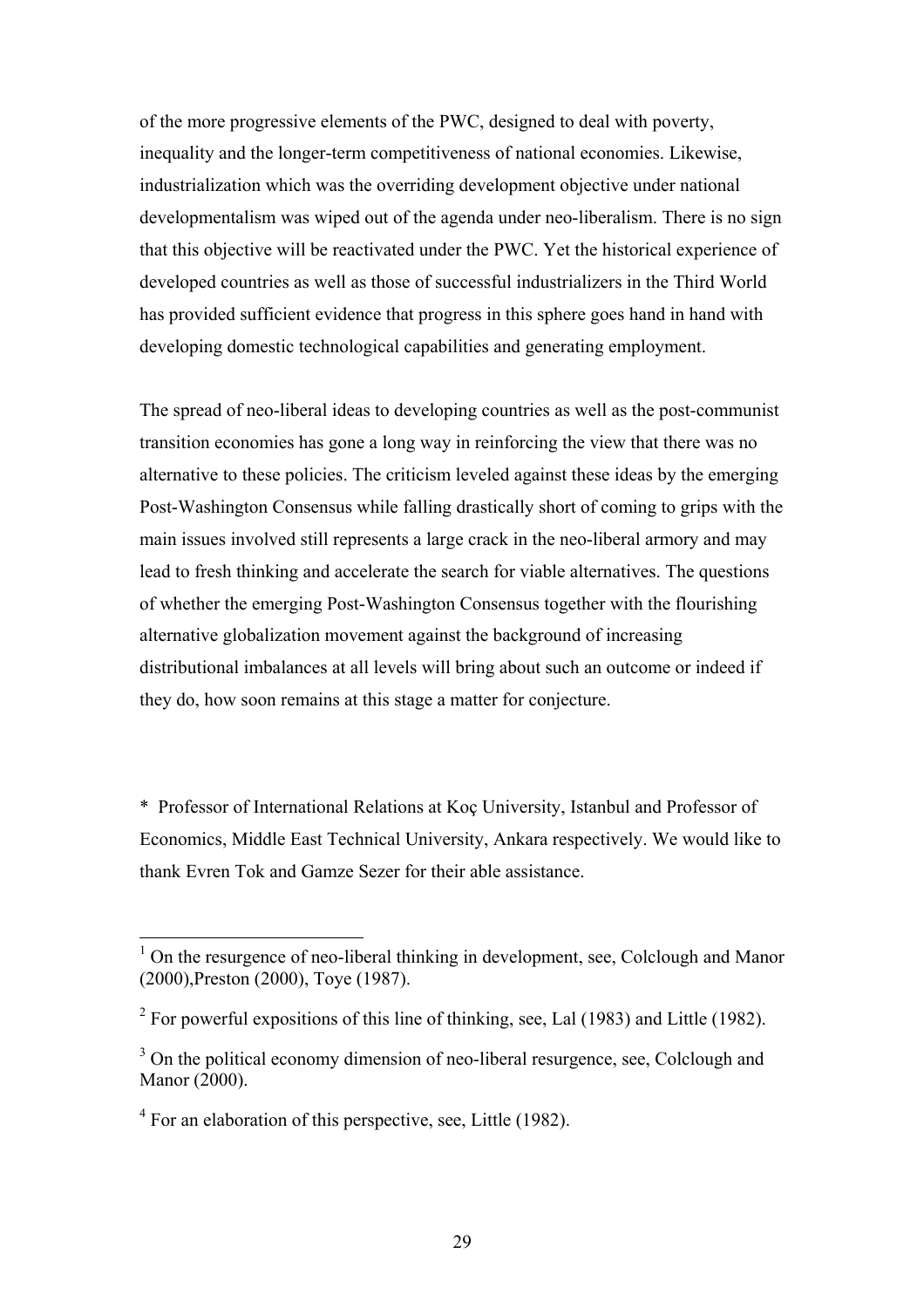of the more progressive elements of the PWC, designed to deal with poverty, inequality and the longer-term competitiveness of national economies. Likewise, industrialization which was the overriding development objective under national developmentalism was wiped out of the agenda under neo-liberalism. There is no sign that this objective will be reactivated under the PWC. Yet the historical experience of developed countries as well as those of successful industrializers in the Third World has provided sufficient evidence that progress in this sphere goes hand in hand with developing domestic technological capabilities and generating employment.

The spread of neo-liberal ideas to developing countries as well as the post-communist transition economies has gone a long way in reinforcing the view that there was no alternative to these policies. The criticism leveled against these ideas by the emerging Post-Washington Consensus while falling drastically short of coming to grips with the main issues involved still represents a large crack in the neo-liberal armory and may lead to fresh thinking and accelerate the search for viable alternatives. The questions of whether the emerging Post-Washington Consensus together with the flourishing alternative globalization movement against the background of increasing distributional imbalances at all levels will bring about such an outcome or indeed if they do, how soon remains at this stage a matter for conjecture.

\* Professor of International Relations at Koç University, Istanbul and Professor of Economics, Middle East Technical University, Ankara respectively. We would like to thank Evren Tok and Gamze Sezer for their able assistance.

---

[1] On the resurgence of neo-liberal thinking in development, see, Colclough and Manor (2000),Preston (2000), Toye (1987).

[2] For powerful expositions of this line of thinking, see, Lal (1983) and Little (1982).

[3] On the political economy dimension of neo-liberal resurgence, see, Colclough and Manor (2000).

[4] For an elaboration of this perspective, see, Little (1982).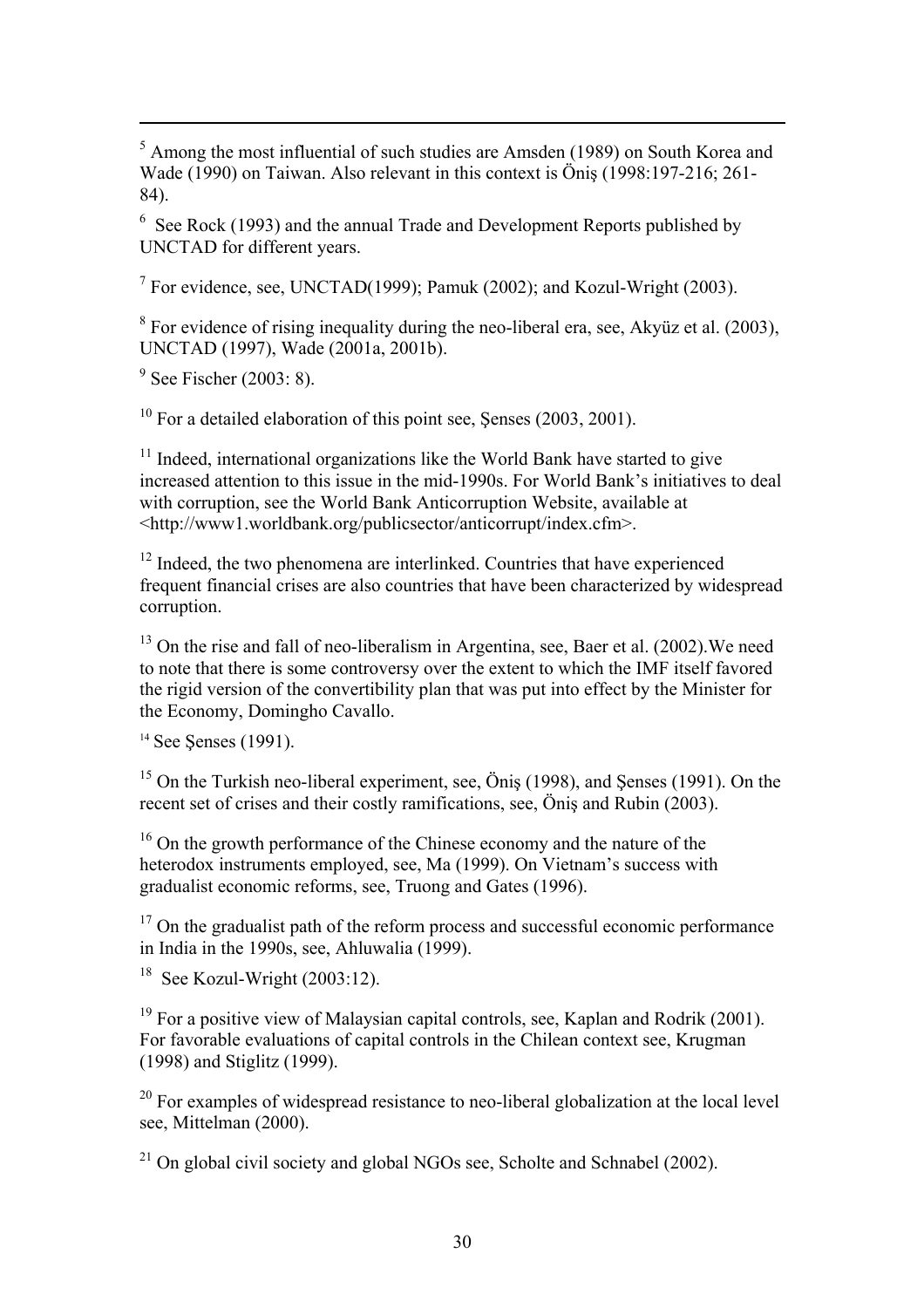[5] Among the most influential of such studies are Amsden (1989) on South Korea and Wade (1990) on Taiwan. Also relevant in this context is Öniş (1998:197-216; 261-84).

[6] See Rock (1993) and the annual Trade and Development Reports published by UNCTAD for different years.

[7] For evidence, see, UNCTAD(1999); Pamuk (2002); and Kozul-Wright (2003).

[8] For evidence of rising inequality during the neo-liberal era, see, Akyüz et al. (2003), UNCTAD (1997), Wade (2001a, 2001b).

[9] See Fischer (2003: 8).

[10] For a detailed elaboration of this point see, Şenses (2003, 2001).

[11] Indeed, international organizations like the World Bank have started to give increased attention to this issue in the mid-1990s. For World Bank's initiatives to deal with corruption, see the World Bank Anticorruption Website, available at <http://www1.worldbank.org/publicsector/anticorrupt/index.cfm>.

[12] Indeed, the two phenomena are interlinked. Countries that have experienced frequent financial crises are also countries that have been characterized by widespread corruption.

[13] On the rise and fall of neo-liberalism in Argentina, see, Baer et al. (2002).We need to note that there is some controversy over the extent to which the IMF itself favored the rigid version of the convertibility plan that was put into effect by the Minister for the Economy, Domingho Cavallo.

[14] See Şenses (1991).

[15] On the Turkish neo-liberal experiment, see, Öniş (1998), and Şenses (1991). On the recent set of crises and their costly ramifications, see, Öniş and Rubin (2003).

[16] On the growth performance of the Chinese economy and the nature of the heterodox instruments employed, see, Ma (1999). On Vietnam's success with gradualist economic reforms, see, Truong and Gates (1996).

[17] On the gradualist path of the reform process and successful economic performance in India in the 1990s, see, Ahluwalia (1999).

[18] See Kozul-Wright (2003:12).

[19] For a positive view of Malaysian capital controls, see, Kaplan and Rodrik (2001). For favorable evaluations of capital controls in the Chilean context see, Krugman (1998) and Stiglitz (1999).

[20] For examples of widespread resistance to neo-liberal globalization at the local level see, Mittelman (2000).

[21] On global civil society and global NGOs see, Scholte and Schnabel (2002).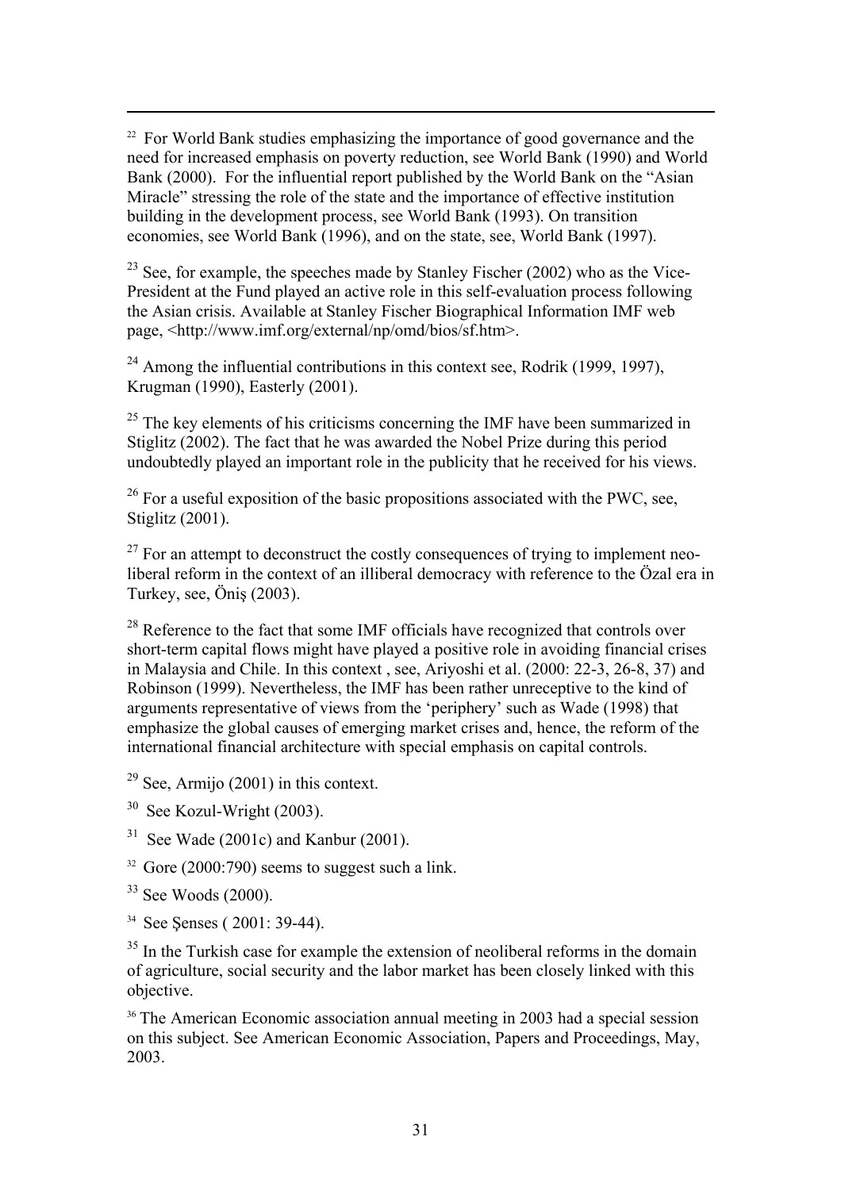[22] For World Bank studies emphasizing the importance of good governance and the need for increased emphasis on poverty reduction, see World Bank (1990) and World Bank (2000). For the influential report published by the World Bank on the "Asian Miracle" stressing the role of the state and the importance of effective institution building in the development process, see World Bank (1993). On transition economies, see World Bank (1996), and on the state, see, World Bank (1997).

[23] See, for example, the speeches made by Stanley Fischer (2002) who as the Vice-President at the Fund played an active role in this self-evaluation process following the Asian crisis. Available at Stanley Fischer Biographical Information IMF web page, <http://www.imf.org/external/np/omd/bios/sf.htm>.

[24] Among the influential contributions in this context see, Rodrik (1999, 1997), Krugman (1990), Easterly (2001).

[25] The key elements of his criticisms concerning the IMF have been summarized in Stiglitz (2002). The fact that he was awarded the Nobel Prize during this period undoubtedly played an important role in the publicity that he received for his views.

[26] For a useful exposition of the basic propositions associated with the PWC, see, Stiglitz (2001).

[27] For an attempt to deconstruct the costly consequences of trying to implement neo-liberal reform in the context of an illiberal democracy with reference to the Özal era in Turkey, see, Öniş (2003).

[28] Reference to the fact that some IMF officials have recognized that controls over short-term capital flows might have played a positive role in avoiding financial crises in Malaysia and Chile. In this context , see, Ariyoshi et al. (2000: 22-3, 26-8, 37) and Robinson (1999). Nevertheless, the IMF has been rather unreceptive to the kind of arguments representative of views from the 'periphery' such as Wade (1998) that emphasize the global causes of emerging market crises and, hence, the reform of the international financial architecture with special emphasis on capital controls.

[29] See, Armijo (2001) in this context.

[30] See Kozul-Wright (2003).

[31] See Wade (2001c) and Kanbur (2001).

[32] Gore (2000:790) seems to suggest such a link.

[33] See Woods (2000).

[34] See Şenses ( 2001: 39-44).

[35] In the Turkish case for example the extension of neoliberal reforms in the domain of agriculture, social security and the labor market has been closely linked with this objective.

[36] The American Economic association annual meeting in 2003 had a special session on this subject. See American Economic Association, Papers and Proceedings, May, 2003.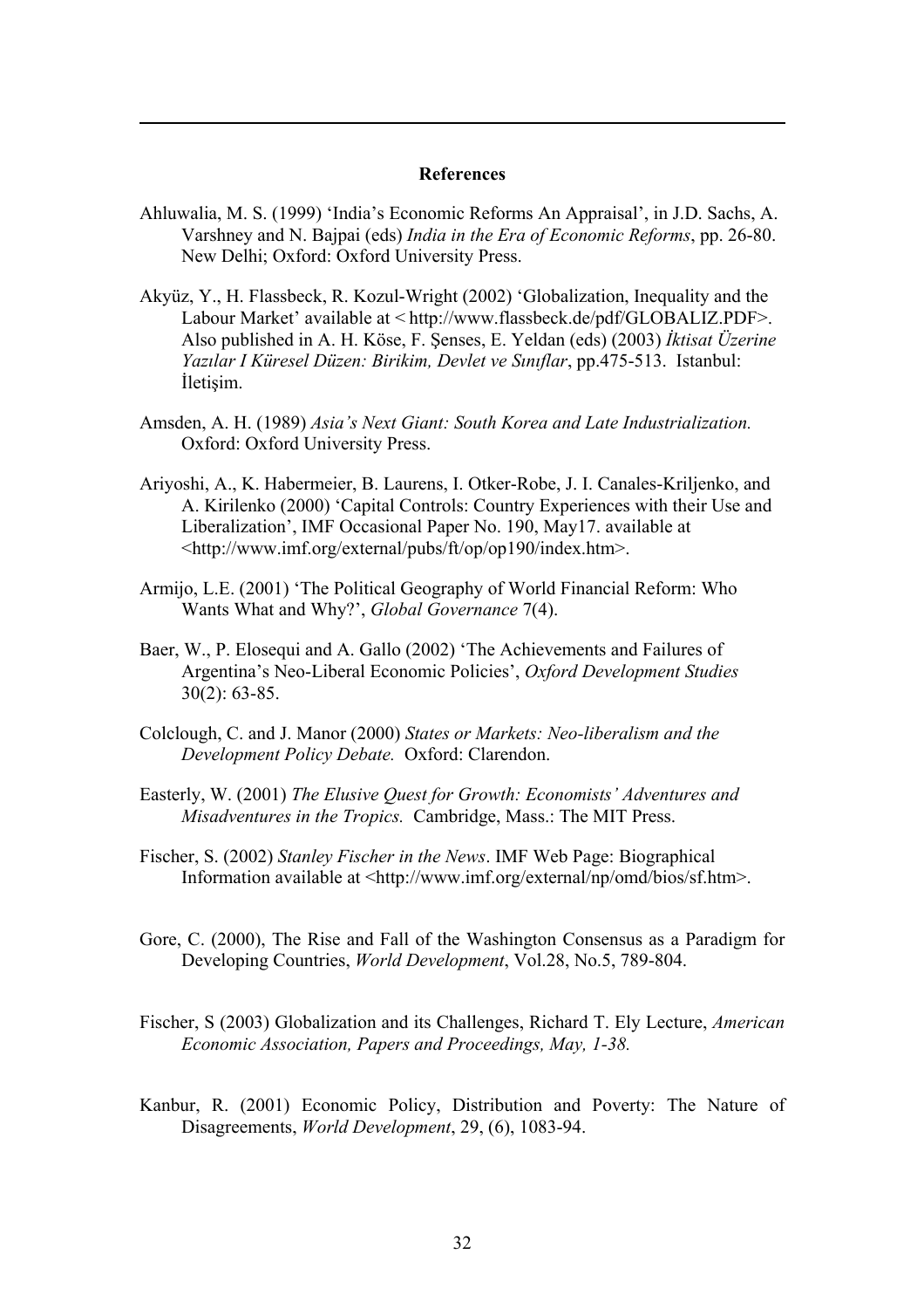**References**

Ahluwalia, M. S. (1999) 'India's Economic Reforms An Appraisal', in J.D. Sachs, A. Varshney and N. Bajpai (eds) *India in the Era of Economic Reforms*, pp. 26-80. New Delhi; Oxford: Oxford University Press.

Akyüz, Y., H. Flassbeck, R. Kozul-Wright (2002) 'Globalization, Inequality and the Labour Market' available at < http://www.flassbeck.de/pdf/GLOBALIZ.PDF>. Also published in A. H. Köse, F. Şenses, E. Yeldan (eds) (2003) *İktisat Üzerine Yazılar I Küresel Düzen: Birikim, Devlet ve Sınıflar*, pp.475-513. Istanbul: İletişim.

Amsden, A. H. (1989) *Asia's Next Giant: South Korea and Late Industrialization.* Oxford: Oxford University Press.

Ariyoshi, A., K. Habermeier, B. Laurens, I. Otker-Robe, J. I. Canales-Kriljenko, and A. Kirilenko (2000) 'Capital Controls: Country Experiences with their Use and Liberalization', IMF Occasional Paper No. 190, May17. available at <http://www.imf.org/external/pubs/ft/op/op190/index.htm>.

Armijo, L.E. (2001) 'The Political Geography of World Financial Reform: Who Wants What and Why?', *Global Governance* 7(4).

Baer, W., P. Elosequi and A. Gallo (2002) 'The Achievements and Failures of Argentina's Neo-Liberal Economic Policies', *Oxford Development Studies* 30(2): 63-85.

Colclough, C. and J. Manor (2000) *States or Markets: Neo-liberalism and the Development Policy Debate.* Oxford: Clarendon.

Easterly, W. (2001) *The Elusive Quest for Growth: Economists' Adventures and Misadventures in the Tropics.* Cambridge, Mass.: The MIT Press.

Fischer, S. (2002) *Stanley Fischer in the News*. IMF Web Page: Biographical Information available at <http://www.imf.org/external/np/omd/bios/sf.htm>.

Gore, C. (2000), The Rise and Fall of the Washington Consensus as a Paradigm for Developing Countries, *World Development*, Vol.28, No.5, 789-804.

Fischer, S (2003) Globalization and its Challenges, Richard T. Ely Lecture, *American Economic Association, Papers and Proceedings, May, 1-38.*

Kanbur, R. (2001) Economic Policy, Distribution and Poverty: The Nature of Disagreements, *World Development*, 29, (6), 1083-94.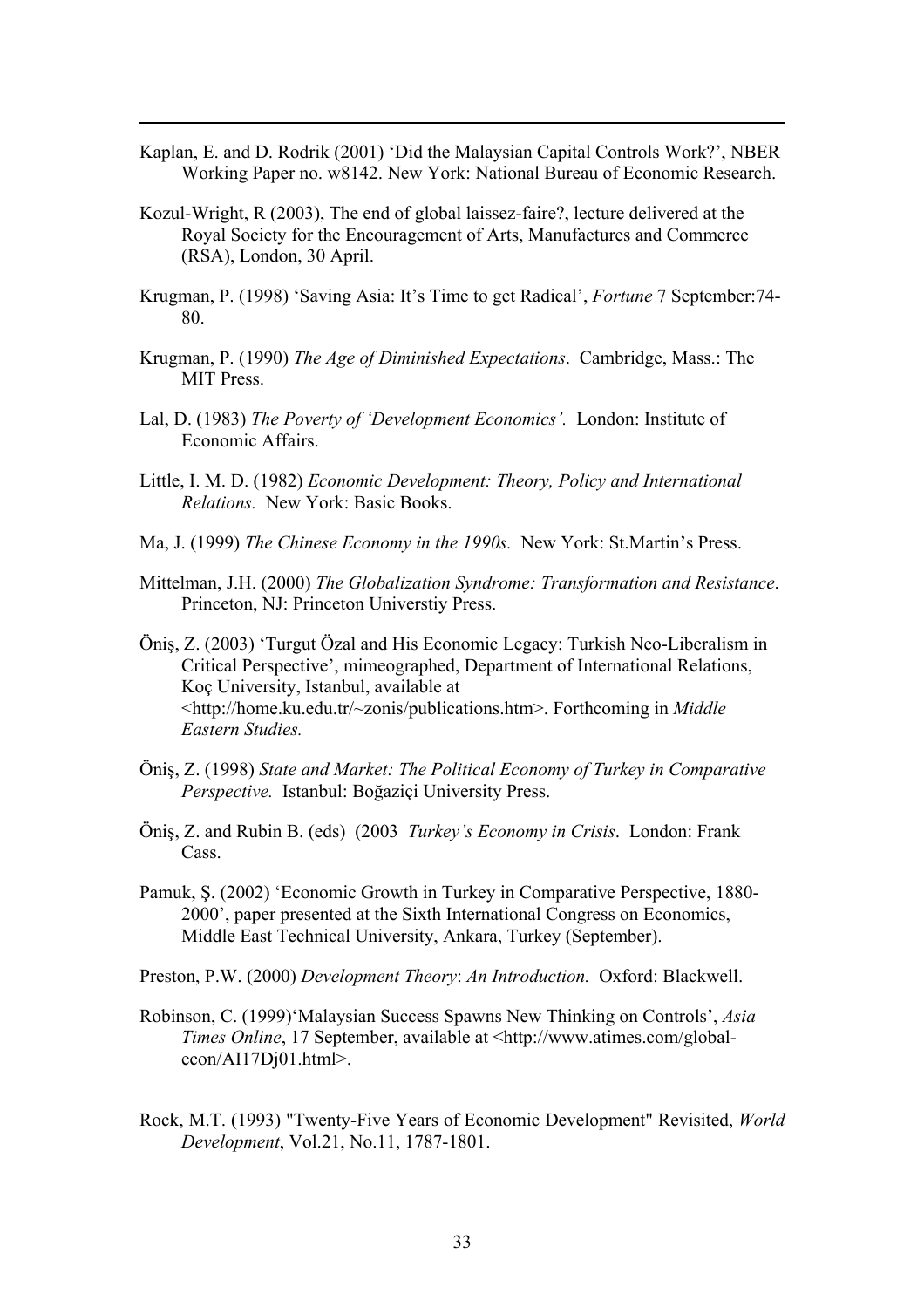Kaplan, E. and D. Rodrik (2001) 'Did the Malaysian Capital Controls Work?', NBER Working Paper no. w8142. New York: National Bureau of Economic Research.

Kozul-Wright, R (2003), The end of global laissez-faire?, lecture delivered at the Royal Society for the Encouragement of Arts, Manufactures and Commerce (RSA), London, 30 April.

Krugman, P. (1998) 'Saving Asia: It's Time to get Radical', *Fortune* 7 September:74-80.

Krugman, P. (1990) *The Age of Diminished Expectations*. Cambridge, Mass.: The MIT Press.

Lal, D. (1983) *The Poverty of 'Development Economics'.* London: Institute of Economic Affairs.

Little, I. M. D. (1982) *Economic Development: Theory, Policy and International Relations.* New York: Basic Books.

Ma, J. (1999) *The Chinese Economy in the 1990s.* New York: St.Martin's Press.

Mittelman, J.H. (2000) *The Globalization Syndrome: Transformation and Resistance*. Princeton, NJ: Princeton Universtiy Press.

Öniş, Z. (2003) 'Turgut Özal and His Economic Legacy: Turkish Neo-Liberalism in Critical Perspective', mimeographed, Department of International Relations, Koç University, Istanbul, available at <http://home.ku.edu.tr/~zonis/publications.htm>. Forthcoming in *Middle Eastern Studies.*

Öniş, Z. (1998) *State and Market: The Political Economy of Turkey in Comparative Perspective.* Istanbul: Boğaziçi University Press.

Öniş, Z. and Rubin B. (eds) (2003 *Turkey's Economy in Crisis*. London: Frank Cass.

Pamuk, Ş. (2002) 'Economic Growth in Turkey in Comparative Perspective, 1880-2000', paper presented at the Sixth International Congress on Economics, Middle East Technical University, Ankara, Turkey (September).

Preston, P.W. (2000) *Development Theory*: *An Introduction.* Oxford: Blackwell.

Robinson, C. (1999)'Malaysian Success Spawns New Thinking on Controls', *Asia Times Online*, 17 September, available at <http://www.atimes.com/global-econ/AI17Dj01.html>.

Rock, M.T. (1993) "Twenty-Five Years of Economic Development" Revisited, *World Development*, Vol.21, No.11, 1787-1801.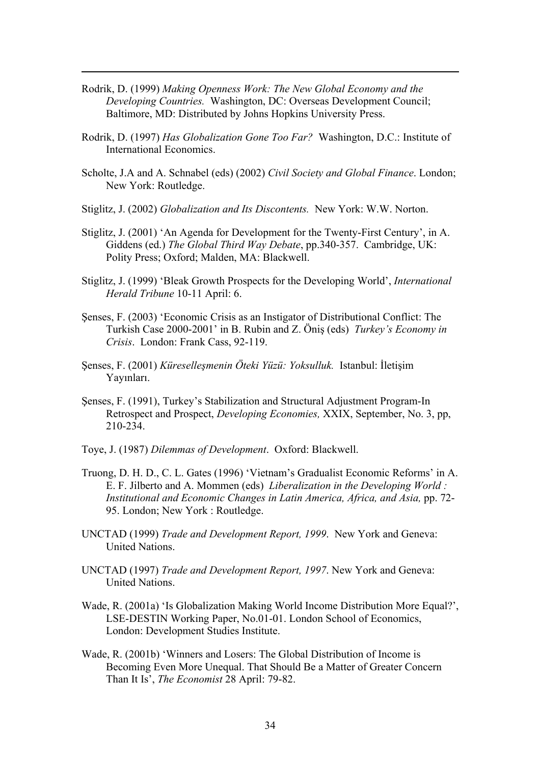Rodrik, D. (1999) *Making Openness Work: The New Global Economy and the Developing Countries.* Washington, DC: Overseas Development Council; Baltimore, MD: Distributed by Johns Hopkins University Press.

Rodrik, D. (1997) *Has Globalization Gone Too Far?* Washington, D.C.: Institute of International Economics.

Scholte, J.A and A. Schnabel (eds) (2002) *Civil Society and Global Finance*. London; New York: Routledge.

Stiglitz, J. (2002) *Globalization and Its Discontents.* New York: W.W. Norton.

Stiglitz, J. (2001) 'An Agenda for Development for the Twenty-First Century', in A. Giddens (ed.) *The Global Third Way Debate*, pp.340-357. Cambridge, UK: Polity Press; Oxford; Malden, MA: Blackwell.

Stiglitz, J. (1999) 'Bleak Growth Prospects for the Developing World', *International Herald Tribune* 10-11 April: 6.

Şenses, F. (2003) 'Economic Crisis as an Instigator of Distributional Conflict: The Turkish Case 2000-2001' in B. Rubin and Z. Öniş (eds) *Turkey's Economy in Crisis*. London: Frank Cass, 92-119.

Şenses, F. (2001) *Küreselleşmenin Öteki Yüzü: Yoksulluk.* Istanbul: İletişim Yayınları.

Şenses, F. (1991), Turkey's Stabilization and Structural Adjustment Program-In Retrospect and Prospect, *Developing Economies,* XXIX, September, No. 3, pp, 210-234.

Toye, J. (1987) *Dilemmas of Development*. Oxford: Blackwell.

Truong, D. H. D., C. L. Gates (1996) 'Vietnam's Gradualist Economic Reforms' in A. E. F. Jilberto and A. Mommen (eds) *Liberalization in the Developing World : Institutional and Economic Changes in Latin America, Africa, and Asia,* pp. 72-95. London; New York : Routledge.

UNCTAD (1999) *Trade and Development Report, 1999*. New York and Geneva: United Nations.

UNCTAD (1997) *Trade and Development Report, 1997*. New York and Geneva: United Nations.

Wade, R. (2001a) 'Is Globalization Making World Income Distribution More Equal?', LSE-DESTIN Working Paper, No.01-01. London School of Economics, London: Development Studies Institute.

Wade, R. (2001b) 'Winners and Losers: The Global Distribution of Income is Becoming Even More Unequal. That Should Be a Matter of Greater Concern Than It Is', *The Economist* 28 April: 79-82.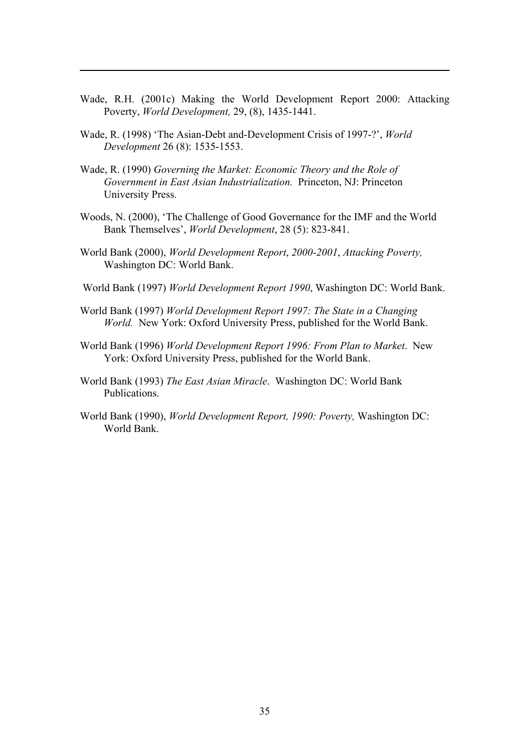Wade, R.H. (2001c) Making the World Development Report 2000: Attacking Poverty, *World Development,* 29, (8), 1435-1441.

Wade, R. (1998) 'The Asian-Debt and-Development Crisis of 1997-?', *World Development* 26 (8): 1535-1553.

Wade, R. (1990) *Governing the Market: Economic Theory and the Role of Government in East Asian Industrialization.* Princeton, NJ: Princeton University Press.

Woods, N. (2000), 'The Challenge of Good Governance for the IMF and the World Bank Themselves', *World Development*, 28 (5): 823-841.

World Bank (2000), *World Development Report*, *2000-2001*, *Attacking Poverty,* Washington DC: World Bank.

World Bank (1997) *World Development Report 1990*, Washington DC: World Bank.

World Bank (1997) *World Development Report 1997: The State in a Changing World.* New York: Oxford University Press, published for the World Bank.

World Bank (1996) *World Development Report 1996: From Plan to Market*. New York: Oxford University Press, published for the World Bank.

World Bank (1993) *The East Asian Miracle*. Washington DC: World Bank Publications.

World Bank (1990), *World Development Report, 1990: Poverty,* Washington DC: World Bank.